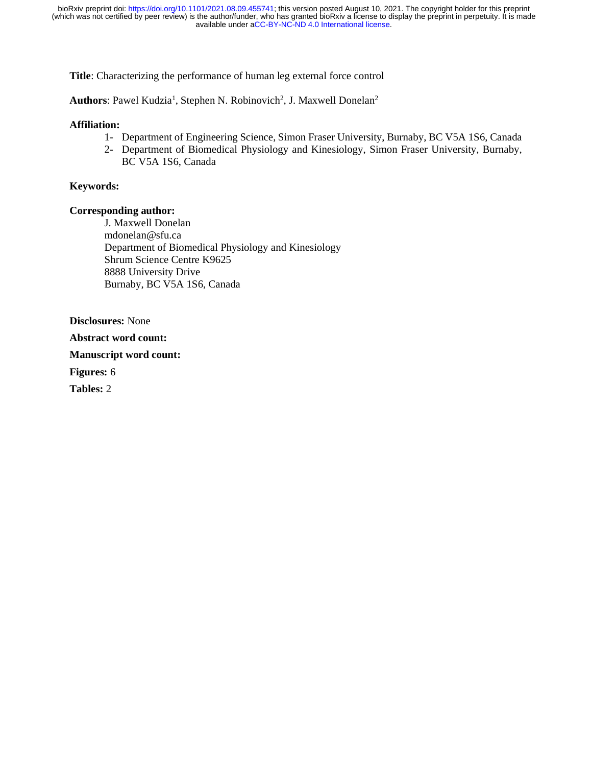**Title**: Characterizing the performance of human leg external force control

**Authors**: Pawel Kudzia[1], Stephen N. Robinovich[2], J. Maxwell Donelan[2]

**Affiliation:**

1- Department of Engineering Science, Simon Fraser University, Burnaby, BC V5A 1S6, Canada
2- Department of Biomedical Physiology and Kinesiology, Simon Fraser University, Burnaby, BC V5A 1S6, Canada

**Keywords:**

**Corresponding author:**

J. Maxwell Donelan
mdonelan@sfu.ca
Department of Biomedical Physiology and Kinesiology
Shrum Science Centre K9625
8888 University Drive
Burnaby, BC V5A 1S6, Canada

**Disclosures:** None

**Abstract word count:**

**Manuscript word count:**

**Figures:** 6

**Tables:** 2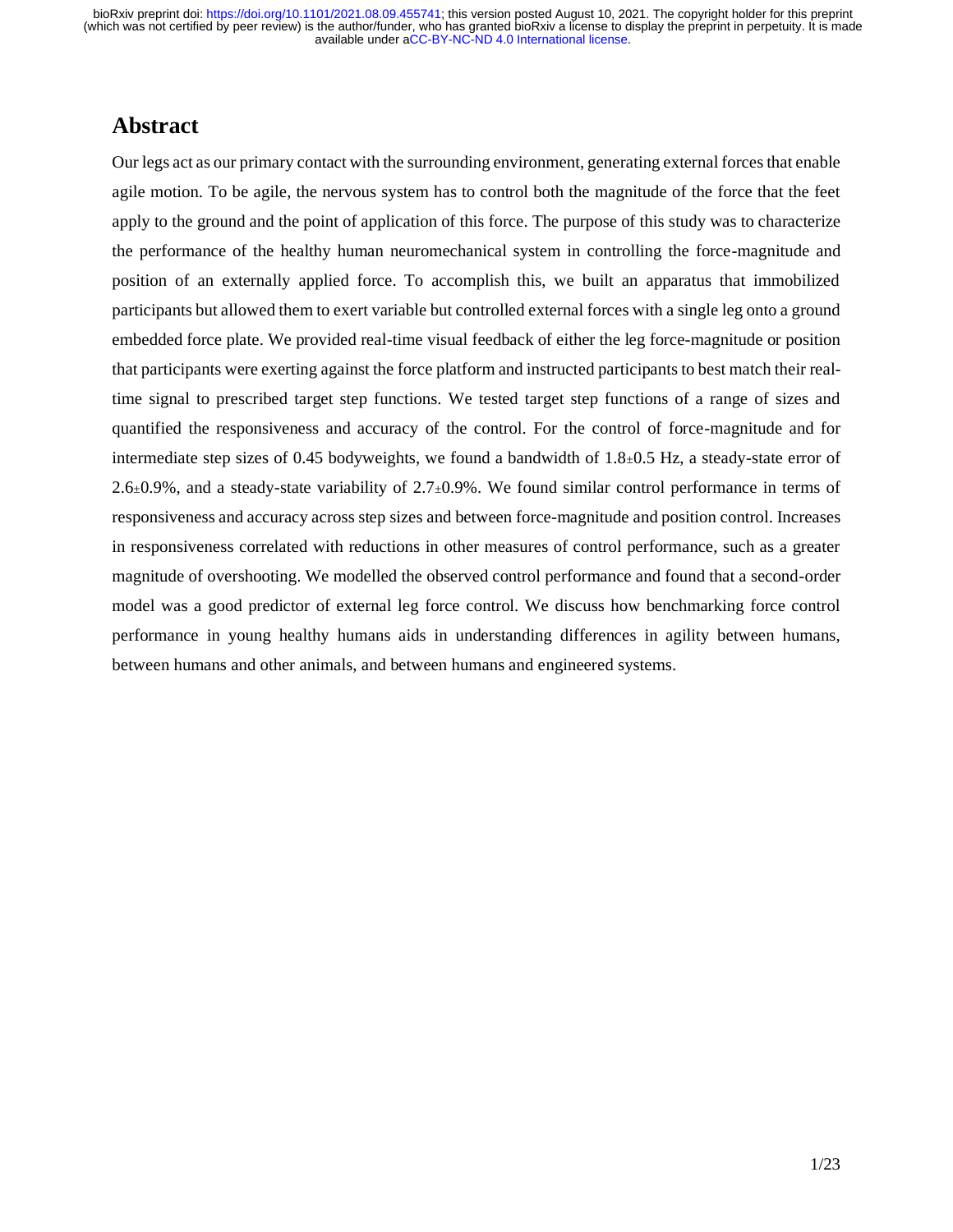## Abstract

Our legs act as our primary contact with the surrounding environment, generating external forces that enable agile motion. To be agile, the nervous system has to control both the magnitude of the force that the feet apply to the ground and the point of application of this force. The purpose of this study was to characterize the performance of the healthy human neuromechanical system in controlling the force-magnitude and position of an externally applied force. To accomplish this, we built an apparatus that immobilized participants but allowed them to exert variable but controlled external forces with a single leg onto a ground embedded force plate. We provided real-time visual feedback of either the leg force-magnitude or position that participants were exerting against the force platform and instructed participants to best match their real-time signal to prescribed target step functions. We tested target step functions of a range of sizes and quantified the responsiveness and accuracy of the control. For the control of force-magnitude and for intermediate step sizes of 0.45 bodyweights, we found a bandwidth of $1.8 \pm 0.5$ Hz, a steady-state error of $2.6 \pm 0.9\%$, and a steady-state variability of $2.7 \pm 0.9\%$. We found similar control performance in terms of responsiveness and accuracy across step sizes and between force-magnitude and position control. Increases in responsiveness correlated with reductions in other measures of control performance, such as a greater magnitude of overshooting. We modelled the observed control performance and found that a second-order model was a good predictor of external leg force control. We discuss how benchmarking force control performance in young healthy humans aids in understanding differences in agility between humans, between humans and other animals, and between humans and engineered systems.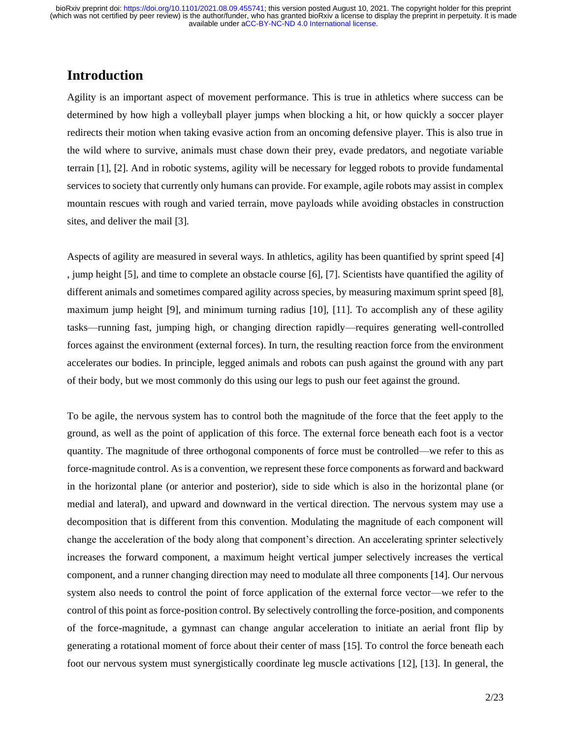## Introduction

Agility is an important aspect of movement performance. This is true in athletics where success can be determined by how high a volleyball player jumps when blocking a hit, or how quickly a soccer player redirects their motion when taking evasive action from an oncoming defensive player. This is also true in the wild where to survive, animals must chase down their prey, evade predators, and negotiate variable terrain [1], [2]. And in robotic systems, agility will be necessary for legged robots to provide fundamental services to society that currently only humans can provide. For example, agile robots may assist in complex mountain rescues with rough and varied terrain, move payloads while avoiding obstacles in construction sites, and deliver the mail [3].

Aspects of agility are measured in several ways. In athletics, agility has been quantified by sprint speed [4] , jump height [5], and time to complete an obstacle course [6], [7]. Scientists have quantified the agility of different animals and sometimes compared agility across species, by measuring maximum sprint speed [8], maximum jump height [9], and minimum turning radius [10], [11]. To accomplish any of these agility tasks—running fast, jumping high, or changing direction rapidly—requires generating well-controlled forces against the environment (external forces). In turn, the resulting reaction force from the environment accelerates our bodies. In principle, legged animals and robots can push against the ground with any part of their body, but we most commonly do this using our legs to push our feet against the ground.

To be agile, the nervous system has to control both the magnitude of the force that the feet apply to the ground, as well as the point of application of this force. The external force beneath each foot is a vector quantity. The magnitude of three orthogonal components of force must be controlled—we refer to this as force-magnitude control. As is a convention, we represent these force components as forward and backward in the horizontal plane (or anterior and posterior), side to side which is also in the horizontal plane (or medial and lateral), and upward and downward in the vertical direction. The nervous system may use a decomposition that is different from this convention. Modulating the magnitude of each component will change the acceleration of the body along that component's direction. An accelerating sprinter selectively increases the forward component, a maximum height vertical jumper selectively increases the vertical component, and a runner changing direction may need to modulate all three components [14]. Our nervous system also needs to control the point of force application of the external force vector—we refer to the control of this point as force-position control. By selectively controlling the force-position, and components of the force-magnitude, a gymnast can change angular acceleration to initiate an aerial front flip by generating a rotational moment of force about their center of mass [15]. To control the force beneath each foot our nervous system must synergistically coordinate leg muscle activations [12], [13]. In general, the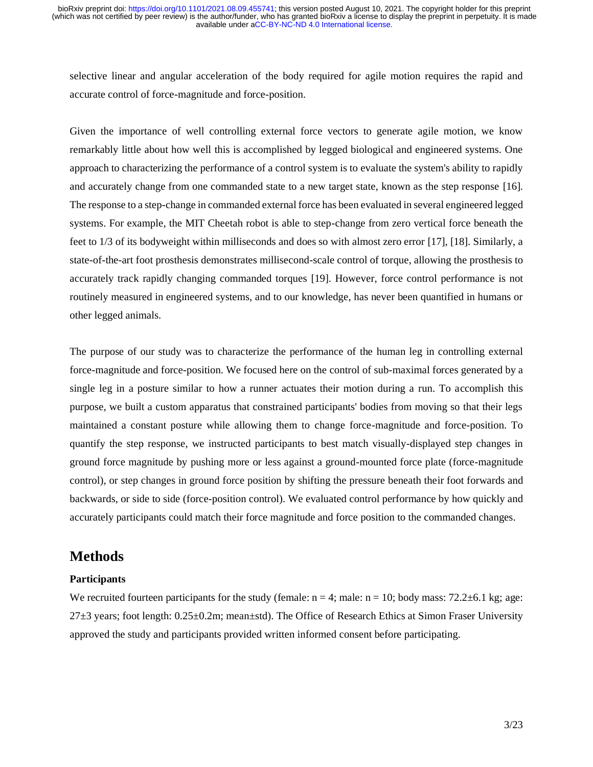selective linear and angular acceleration of the body required for agile motion requires the rapid and accurate control of force-magnitude and force-position.

Given the importance of well controlling external force vectors to generate agile motion, we know remarkably little about how well this is accomplished by legged biological and engineered systems. One approach to characterizing the performance of a control system is to evaluate the system's ability to rapidly and accurately change from one commanded state to a new target state, known as the step response [16]. The response to a step-change in commanded external force has been evaluated in several engineered legged systems. For example, the MIT Cheetah robot is able to step-change from zero vertical force beneath the feet to 1/3 of its bodyweight within milliseconds and does so with almost zero error [17], [18]. Similarly, a state-of-the-art foot prosthesis demonstrates millisecond-scale control of torque, allowing the prosthesis to accurately track rapidly changing commanded torques [19]. However, force control performance is not routinely measured in engineered systems, and to our knowledge, has never been quantified in humans or other legged animals.

The purpose of our study was to characterize the performance of the human leg in controlling external force-magnitude and force-position. We focused here on the control of sub-maximal forces generated by a single leg in a posture similar to how a runner actuates their motion during a run. To accomplish this purpose, we built a custom apparatus that constrained participants' bodies from moving so that their legs maintained a constant posture while allowing them to change force-magnitude and force-position. To quantify the step response, we instructed participants to best match visually-displayed step changes in ground force magnitude by pushing more or less against a ground-mounted force plate (force-magnitude control), or step changes in ground force position by shifting the pressure beneath their foot forwards and backwards, or side to side (force-position control). We evaluated control performance by how quickly and accurately participants could match their force magnitude and force position to the commanded changes.

## Methods

### Participants

We recruited fourteen participants for the study (female: $n = 4$; male: $n = 10$; body mass: $72.2 \pm 6.1$ kg; age: $27 \pm 3$ years; foot length: $0.25 \pm 0.2$m; mean±std). The Office of Research Ethics at Simon Fraser University approved the study and participants provided written informed consent before participating.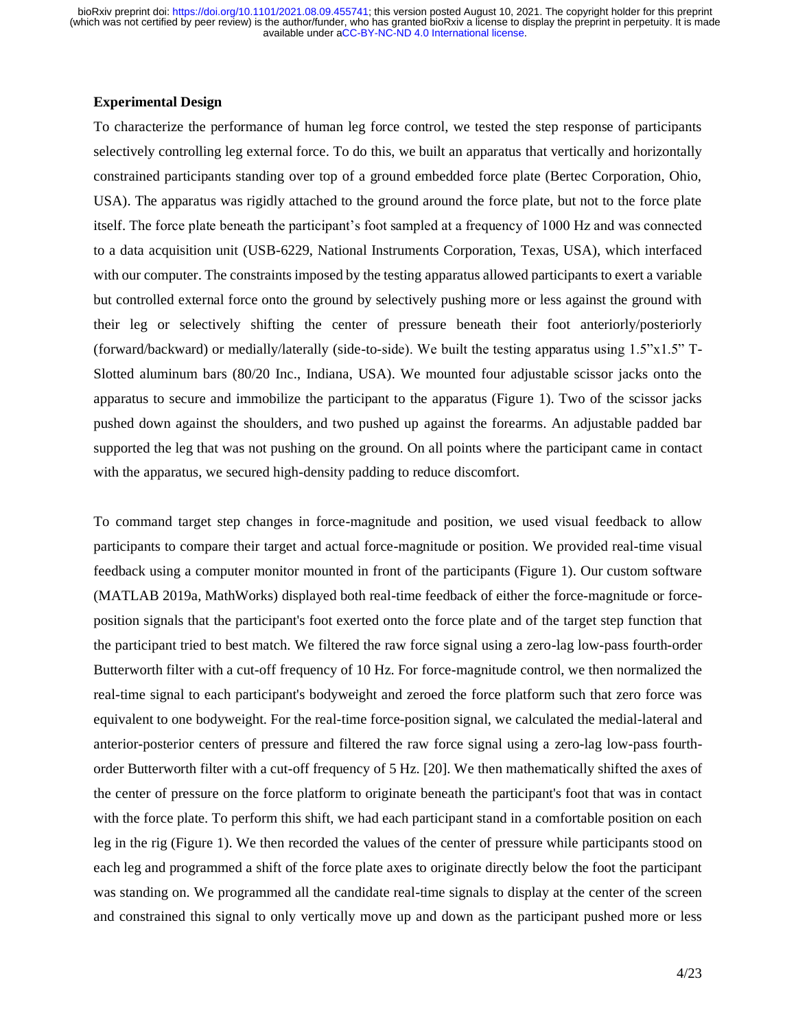**Experimental Design**

To characterize the performance of human leg force control, we tested the step response of participants selectively controlling leg external force. To do this, we built an apparatus that vertically and horizontally constrained participants standing over top of a ground embedded force plate (Bertec Corporation, Ohio, USA). The apparatus was rigidly attached to the ground around the force plate, but not to the force plate itself. The force plate beneath the participant's foot sampled at a frequency of 1000 Hz and was connected to a data acquisition unit (USB-6229, National Instruments Corporation, Texas, USA), which interfaced with our computer. The constraints imposed by the testing apparatus allowed participants to exert a variable but controlled external force onto the ground by selectively pushing more or less against the ground with their leg or selectively shifting the center of pressure beneath their foot anteriorly/posteriorly (forward/backward) or medially/laterally (side-to-side). We built the testing apparatus using 1.5"x1.5" T-Slotted aluminum bars (80/20 Inc., Indiana, USA). We mounted four adjustable scissor jacks onto the apparatus to secure and immobilize the participant to the apparatus (Figure 1). Two of the scissor jacks pushed down against the shoulders, and two pushed up against the forearms. An adjustable padded bar supported the leg that was not pushing on the ground. On all points where the participant came in contact with the apparatus, we secured high-density padding to reduce discomfort.

To command target step changes in force-magnitude and position, we used visual feedback to allow participants to compare their target and actual force-magnitude or position. We provided real-time visual feedback using a computer monitor mounted in front of the participants (Figure 1). Our custom software (MATLAB 2019a, MathWorks) displayed both real-time feedback of either the force-magnitude or force-position signals that the participant's foot exerted onto the force plate and of the target step function that the participant tried to best match. We filtered the raw force signal using a zero-lag low-pass fourth-order Butterworth filter with a cut-off frequency of 10 Hz. For force-magnitude control, we then normalized the real-time signal to each participant's bodyweight and zeroed the force platform such that zero force was equivalent to one bodyweight. For the real-time force-position signal, we calculated the medial-lateral and anterior-posterior centers of pressure and filtered the raw force signal using a zero-lag low-pass fourth-order Butterworth filter with a cut-off frequency of 5 Hz. [20]. We then mathematically shifted the axes of the center of pressure on the force platform to originate beneath the participant's foot that was in contact with the force plate. To perform this shift, we had each participant stand in a comfortable position on each leg in the rig (Figure 1). We then recorded the values of the center of pressure while participants stood on each leg and programmed a shift of the force plate axes to originate directly below the foot the participant was standing on. We programmed all the candidate real-time signals to display at the center of the screen and constrained this signal to only vertically move up and down as the participant pushed more or less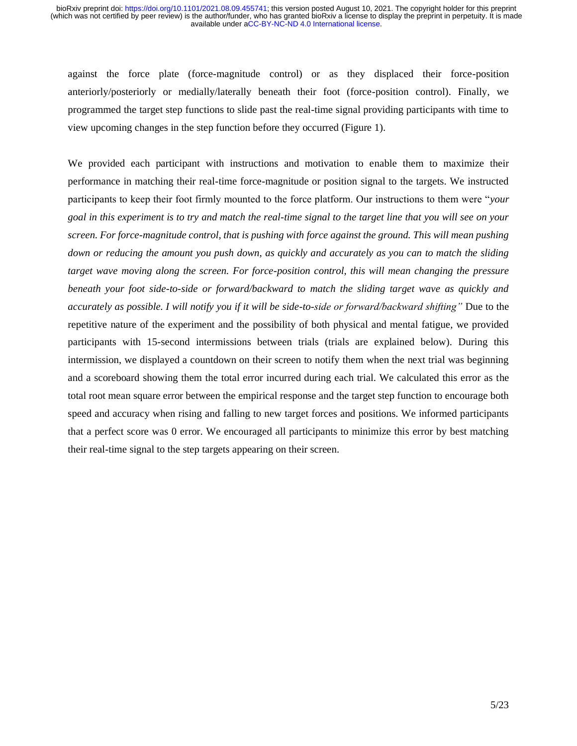against the force plate (force-magnitude control) or as they displaced their force-position anteriorly/posteriorly or medially/laterally beneath their foot (force-position control). Finally, we programmed the target step functions to slide past the real-time signal providing participants with time to view upcoming changes in the step function before they occurred (Figure 1).

We provided each participant with instructions and motivation to enable them to maximize their performance in matching their real-time force-magnitude or position signal to the targets. We instructed participants to keep their foot firmly mounted to the force platform. Our instructions to them were "*your goal in this experiment is to try and match the real-time signal to the target line that you will see on your screen. For force-magnitude control, that is pushing with force against the ground. This will mean pushing down or reducing the amount you push down, as quickly and accurately as you can to match the sliding target wave moving along the screen. For force-position control, this will mean changing the pressure beneath your foot side-to-side or forward/backward to match the sliding target wave as quickly and accurately as possible. I will notify you if it will be side-to-side or forward/backward shifting"* Due to the repetitive nature of the experiment and the possibility of both physical and mental fatigue, we provided participants with 15-second intermissions between trials (trials are explained below). During this intermission, we displayed a countdown on their screen to notify them when the next trial was beginning and a scoreboard showing them the total error incurred during each trial. We calculated this error as the total root mean square error between the empirical response and the target step function to encourage both speed and accuracy when rising and falling to new target forces and positions. We informed participants that a perfect score was 0 error. We encouraged all participants to minimize this error by best matching their real-time signal to the step targets appearing on their screen.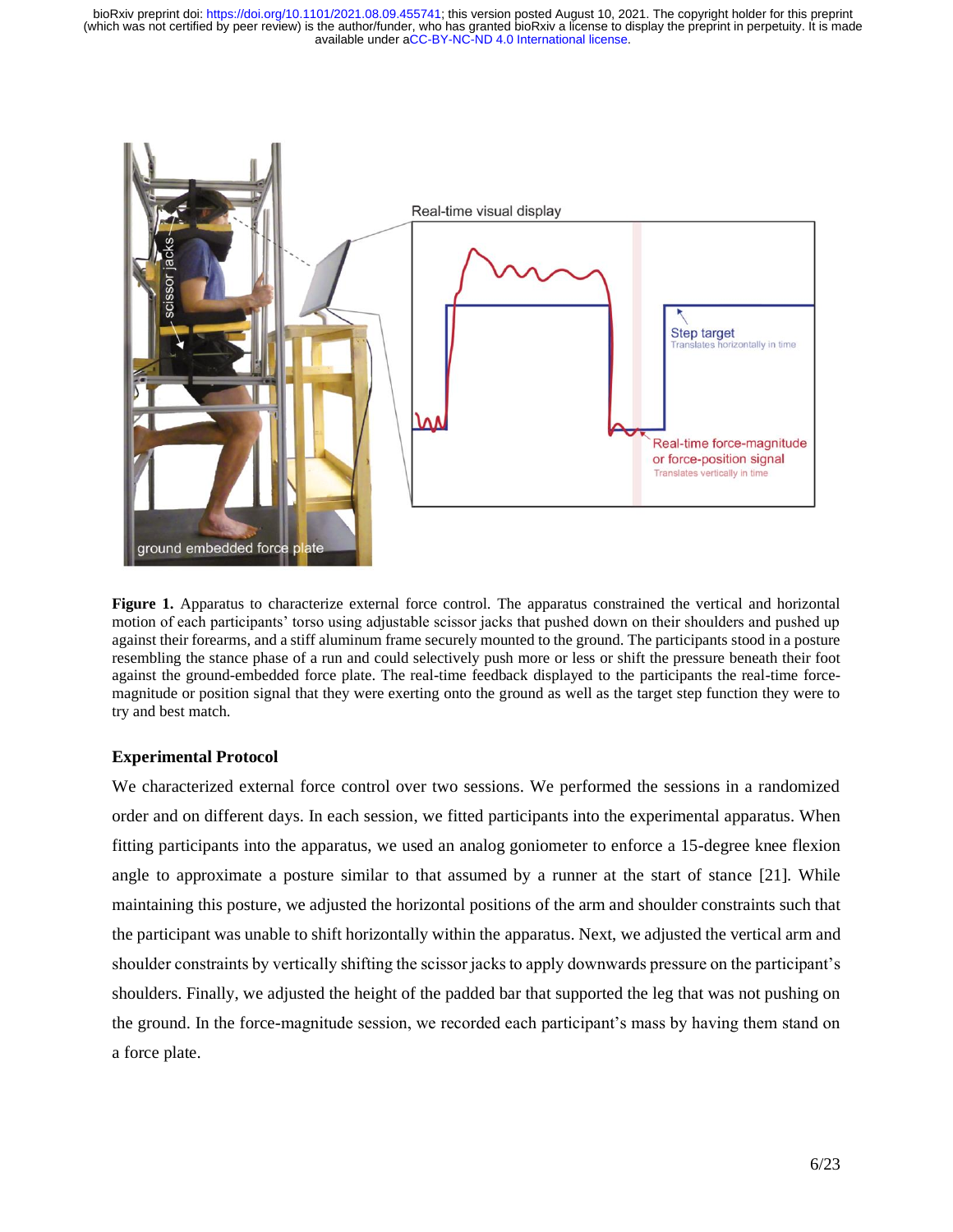**Figure 1.** Apparatus to characterize external force control. The apparatus constrained the vertical and horizontal motion of each participants' torso using adjustable scissor jacks that pushed down on their shoulders and pushed up against their forearms, and a stiff aluminum frame securely mounted to the ground. The participants stood in a posture resembling the stance phase of a run and could selectively push more or less or shift the pressure beneath their foot against the ground-embedded force plate. The real-time feedback displayed to the participants the real-time force-magnitude or position signal that they were exerting onto the ground as well as the target step function they were to try and best match.

### Experimental Protocol

We characterized external force control over two sessions. We performed the sessions in a randomized order and on different days. In each session, we fitted participants into the experimental apparatus. When fitting participants into the apparatus, we used an analog goniometer to enforce a 15-degree knee flexion angle to approximate a posture similar to that assumed by a runner at the start of stance [21]. While maintaining this posture, we adjusted the horizontal positions of the arm and shoulder constraints such that the participant was unable to shift horizontally within the apparatus. Next, we adjusted the vertical arm and shoulder constraints by vertically shifting the scissor jacks to apply downwards pressure on the participant's shoulders. Finally, we adjusted the height of the padded bar that supported the leg that was not pushing on the ground. In the force-magnitude session, we recorded each participant's mass by having them stand on a force plate.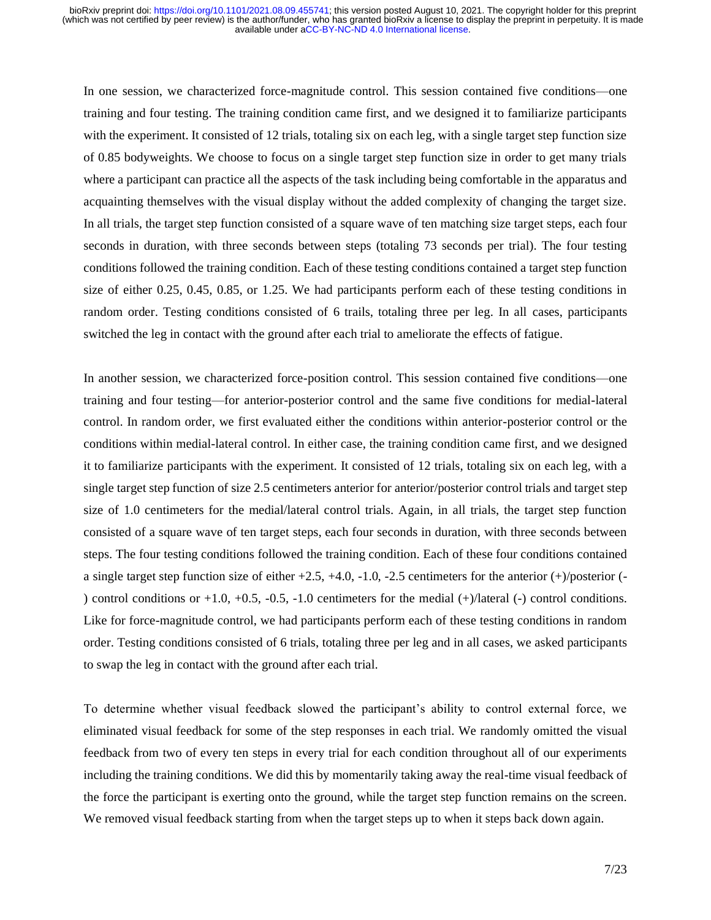In one session, we characterized force-magnitude control. This session contained five conditions—one training and four testing. The training condition came first, and we designed it to familiarize participants with the experiment. It consisted of 12 trials, totaling six on each leg, with a single target step function size of 0.85 bodyweights. We choose to focus on a single target step function size in order to get many trials where a participant can practice all the aspects of the task including being comfortable in the apparatus and acquainting themselves with the visual display without the added complexity of changing the target size. In all trials, the target step function consisted of a square wave of ten matching size target steps, each four seconds in duration, with three seconds between steps (totaling 73 seconds per trial). The four testing conditions followed the training condition. Each of these testing conditions contained a target step function size of either 0.25, 0.45, 0.85, or 1.25. We had participants perform each of these testing conditions in random order. Testing conditions consisted of 6 trails, totaling three per leg. In all cases, participants switched the leg in contact with the ground after each trial to ameliorate the effects of fatigue.

In another session, we characterized force-position control. This session contained five conditions—one training and four testing—for anterior-posterior control and the same five conditions for medial-lateral control. In random order, we first evaluated either the conditions within anterior-posterior control or the conditions within medial-lateral control. In either case, the training condition came first, and we designed it to familiarize participants with the experiment. It consisted of 12 trials, totaling six on each leg, with a single target step function of size 2.5 centimeters anterior for anterior/posterior control trials and target step size of 1.0 centimeters for the medial/lateral control trials. Again, in all trials, the target step function consisted of a square wave of ten target steps, each four seconds in duration, with three seconds between steps. The four testing conditions followed the training condition. Each of these four conditions contained a single target step function size of either +2.5, +4.0, -1.0, -2.5 centimeters for the anterior (+)/posterior (-) control conditions or +1.0, +0.5, -0.5, -1.0 centimeters for the medial (+)/lateral (-) control conditions. Like for force-magnitude control, we had participants perform each of these testing conditions in random order. Testing conditions consisted of 6 trials, totaling three per leg and in all cases, we asked participants to swap the leg in contact with the ground after each trial.

To determine whether visual feedback slowed the participant's ability to control external force, we eliminated visual feedback for some of the step responses in each trial. We randomly omitted the visual feedback from two of every ten steps in every trial for each condition throughout all of our experiments including the training conditions. We did this by momentarily taking away the real-time visual feedback of the force the participant is exerting onto the ground, while the target step function remains on the screen. We removed visual feedback starting from when the target steps up to when it steps back down again.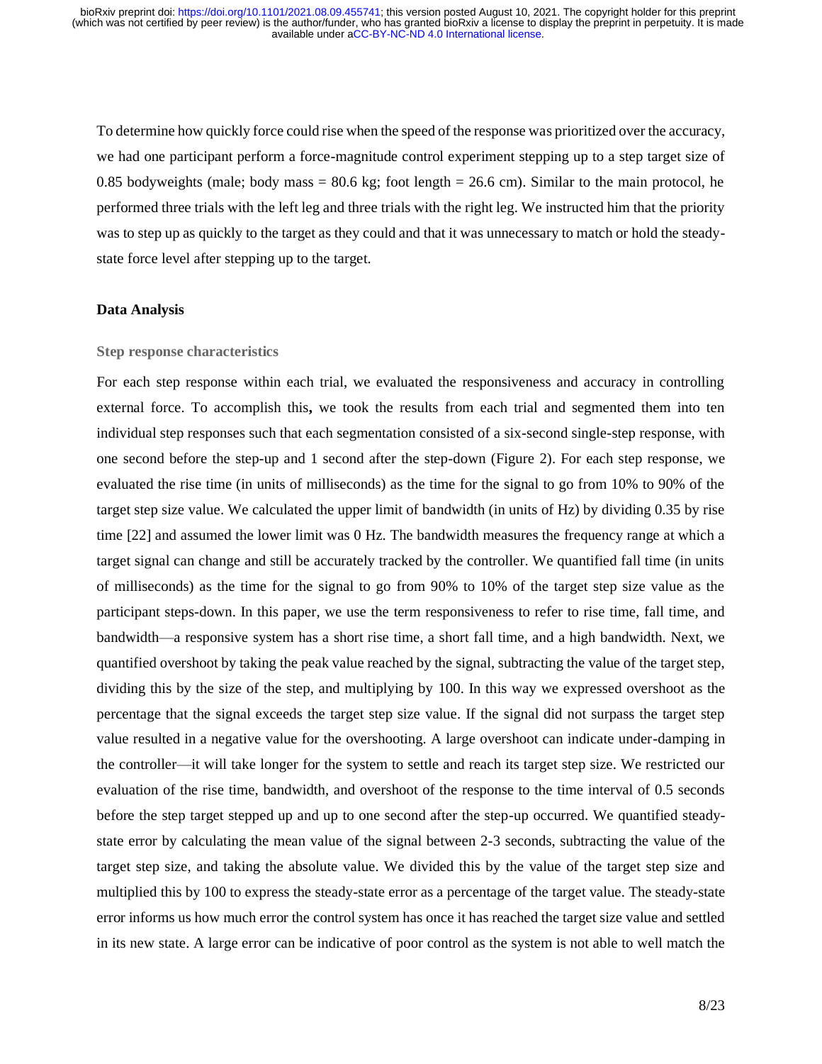To determine how quickly force could rise when the speed of the response was prioritized over the accuracy, we had one participant perform a force-magnitude control experiment stepping up to a step target size of 0.85 bodyweights (male; body mass = 80.6 kg; foot length = 26.6 cm). Similar to the main protocol, he performed three trials with the left leg and three trials with the right leg. We instructed him that the priority was to step up as quickly to the target as they could and that it was unnecessary to match or hold the steady-state force level after stepping up to the target.

## Data Analysis

### Step response characteristics

For each step response within each trial, we evaluated the responsiveness and accuracy in controlling external force. To accomplish this**,** we took the results from each trial and segmented them into ten individual step responses such that each segmentation consisted of a six-second single-step response, with one second before the step-up and 1 second after the step-down (Figure 2). For each step response, we evaluated the rise time (in units of milliseconds) as the time for the signal to go from 10% to 90% of the target step size value. We calculated the upper limit of bandwidth (in units of Hz) by dividing 0.35 by rise time [22] and assumed the lower limit was 0 Hz. The bandwidth measures the frequency range at which a target signal can change and still be accurately tracked by the controller. We quantified fall time (in units of milliseconds) as the time for the signal to go from 90% to 10% of the target step size value as the participant steps-down. In this paper, we use the term responsiveness to refer to rise time, fall time, and bandwidth—a responsive system has a short rise time, a short fall time, and a high bandwidth. Next, we quantified overshoot by taking the peak value reached by the signal, subtracting the value of the target step, dividing this by the size of the step, and multiplying by 100. In this way we expressed overshoot as the percentage that the signal exceeds the target step size value. If the signal did not surpass the target step value resulted in a negative value for the overshooting. A large overshoot can indicate under-damping in the controller—it will take longer for the system to settle and reach its target step size. We restricted our evaluation of the rise time, bandwidth, and overshoot of the response to the time interval of 0.5 seconds before the step target stepped up and up to one second after the step-up occurred. We quantified steady-state error by calculating the mean value of the signal between 2-3 seconds, subtracting the value of the target step size, and taking the absolute value. We divided this by the value of the target step size and multiplied this by 100 to express the steady-state error as a percentage of the target value. The steady-state error informs us how much error the control system has once it has reached the target size value and settled in its new state. A large error can be indicative of poor control as the system is not able to well match the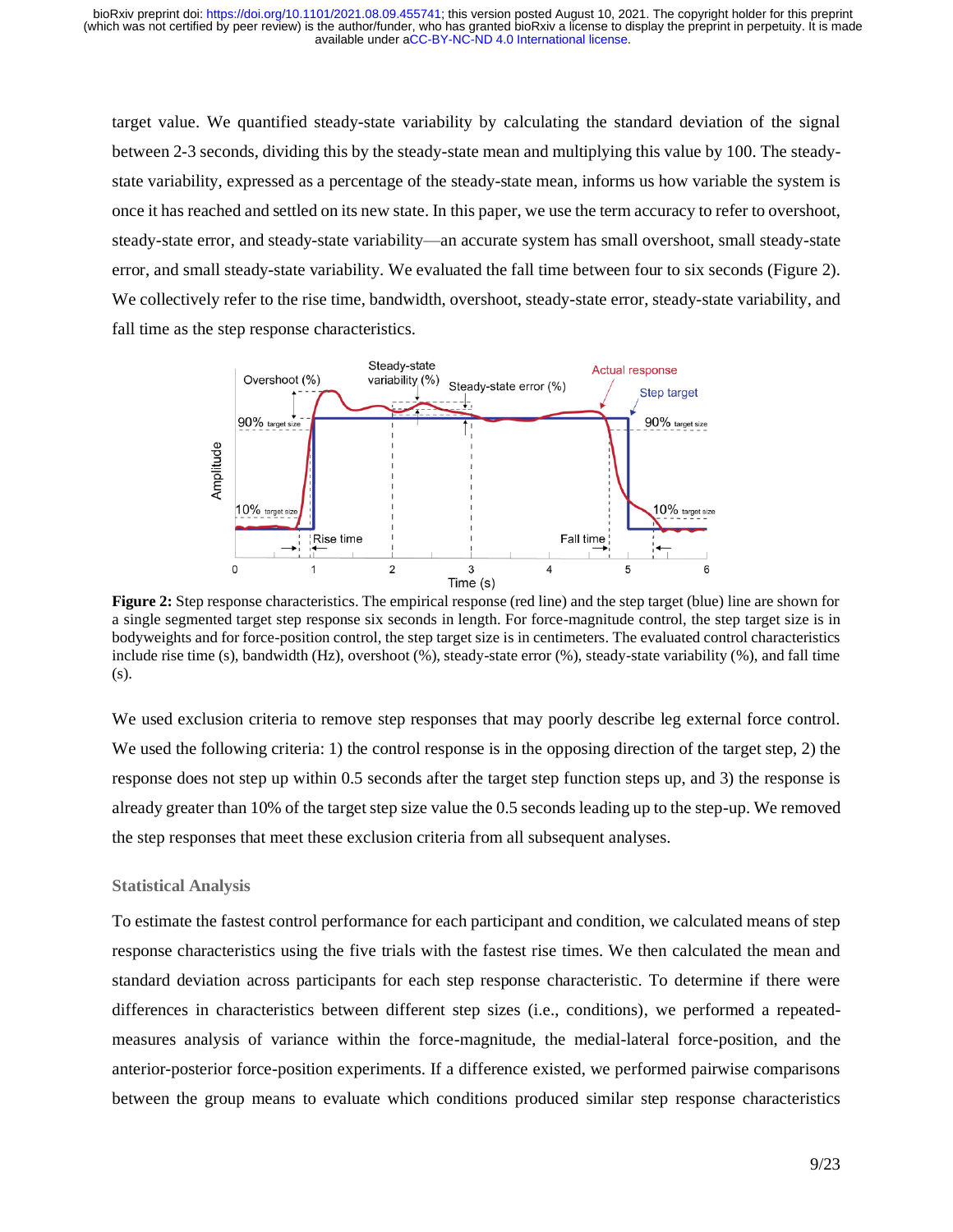target value. We quantified steady-state variability by calculating the standard deviation of the signal between 2-3 seconds, dividing this by the steady-state mean and multiplying this value by 100. The steady-state variability, expressed as a percentage of the steady-state mean, informs us how variable the system is once it has reached and settled on its new state. In this paper, we use the term accuracy to refer to overshoot, steady-state error, and steady-state variability—an accurate system has small overshoot, small steady-state error, and small steady-state variability. We evaluated the fall time between four to six seconds (Figure 2). We collectively refer to the rise time, bandwidth, overshoot, steady-state error, steady-state variability, and fall time as the step response characteristics.

**Figure 2:** Step response characteristics. The empirical response (red line) and the step target (blue) line are shown for a single segmented target step response six seconds in length. For force-magnitude control, the step target size is in bodyweights and for force-position control, the step target size is in centimeters. The evaluated control characteristics include rise time (s), bandwidth (Hz), overshoot (%), steady-state error (%), steady-state variability (%), and fall time (s).

We used exclusion criteria to remove step responses that may poorly describe leg external force control. We used the following criteria: 1) the control response is in the opposing direction of the target step, 2) the response does not step up within 0.5 seconds after the target step function steps up, and 3) the response is already greater than 10% of the target step size value the 0.5 seconds leading up to the step-up. We removed the step responses that meet these exclusion criteria from all subsequent analyses.

### Statistical Analysis

To estimate the fastest control performance for each participant and condition, we calculated means of step response characteristics using the five trials with the fastest rise times. We then calculated the mean and standard deviation across participants for each step response characteristic. To determine if there were differences in characteristics between different step sizes (i.e., conditions), we performed a repeated-measures analysis of variance within the force-magnitude, the medial-lateral force-position, and the anterior-posterior force-position experiments. If a difference existed, we performed pairwise comparisons between the group means to evaluate which conditions produced similar step response characteristics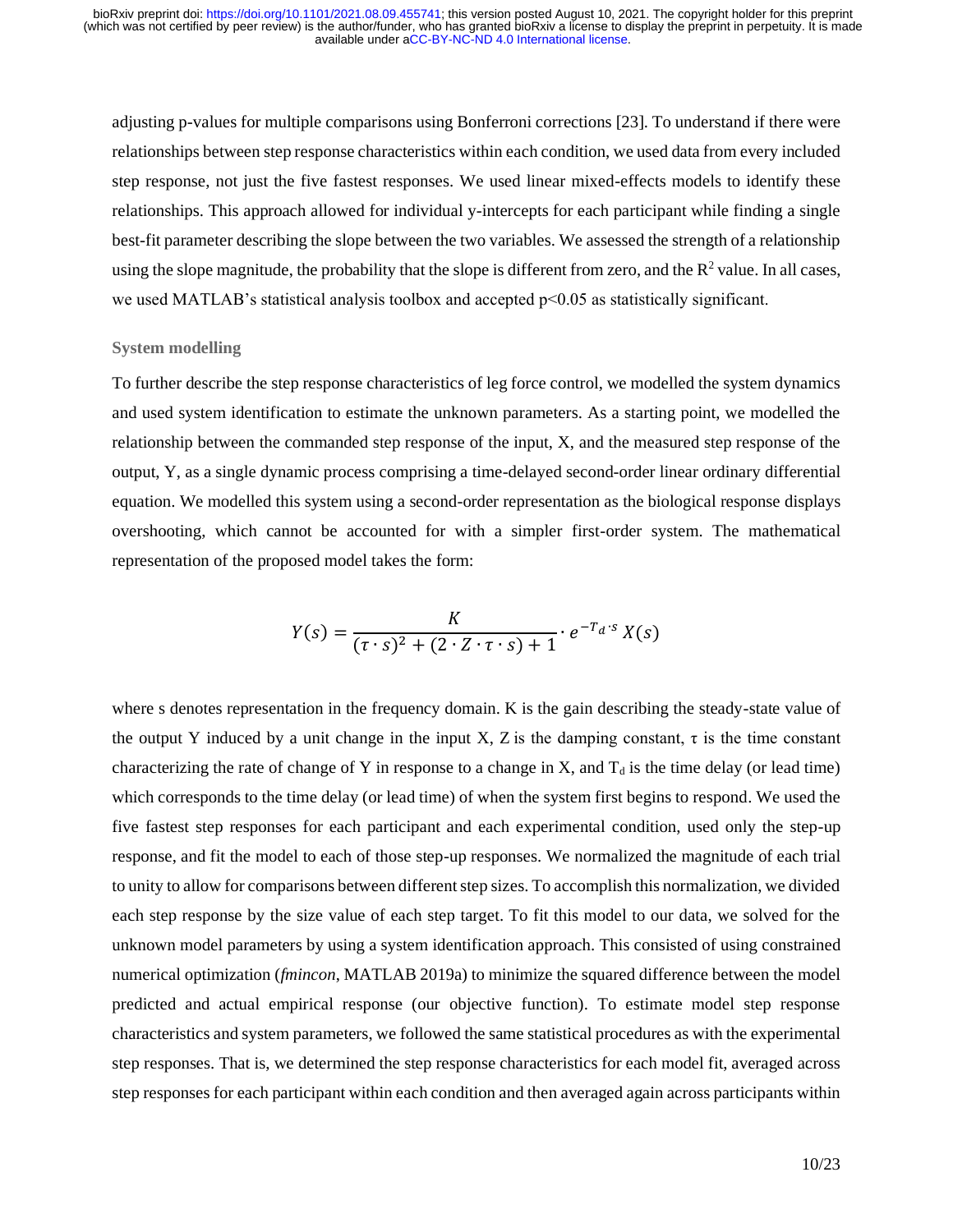adjusting p-values for multiple comparisons using Bonferroni corrections [23]. To understand if there were relationships between step response characteristics within each condition, we used data from every included step response, not just the five fastest responses. We used linear mixed-effects models to identify these relationships. This approach allowed for individual y-intercepts for each participant while finding a single best-fit parameter describing the slope between the two variables. We assessed the strength of a relationship using the slope magnitude, the probability that the slope is different from zero, and the $R^2$ value. In all cases, we used MATLAB's statistical analysis toolbox and accepted $p<0.05$ as statistically significant.

### System modelling

To further describe the step response characteristics of leg force control, we modelled the system dynamics and used system identification to estimate the unknown parameters. As a starting point, we modelled the relationship between the commanded step response of the input, X, and the measured step response of the output, Y, as a single dynamic process comprising a time-delayed second-order linear ordinary differential equation. We modelled this system using a second-order representation as the biological response displays overshooting, which cannot be accounted for with a simpler first-order system. The mathematical representation of the proposed model takes the form:

$$Y(s) = \frac{K}{(\tau \cdot s)^2 + (2 \cdot Z \cdot \tau \cdot s) + 1} \cdot e^{-T_d \cdot s} X(s)$$

where s denotes representation in the frequency domain. K is the gain describing the steady-state value of the output Y induced by a unit change in the input X, Z is the damping constant, $\tau$ is the time constant characterizing the rate of change of Y in response to a change in X, and $T_d$ is the time delay (or lead time) which corresponds to the time delay (or lead time) of when the system first begins to respond. We used the five fastest step responses for each participant and each experimental condition, used only the step-up response, and fit the model to each of those step-up responses. We normalized the magnitude of each trial to unity to allow for comparisons between different step sizes. To accomplish this normalization, we divided each step response by the size value of each step target. To fit this model to our data, we solved for the unknown model parameters by using a system identification approach. This consisted of using constrained numerical optimization (*fmincon*, MATLAB 2019a) to minimize the squared difference between the model predicted and actual empirical response (our objective function). To estimate model step response characteristics and system parameters, we followed the same statistical procedures as with the experimental step responses. That is, we determined the step response characteristics for each model fit, averaged across step responses for each participant within each condition and then averaged again across participants within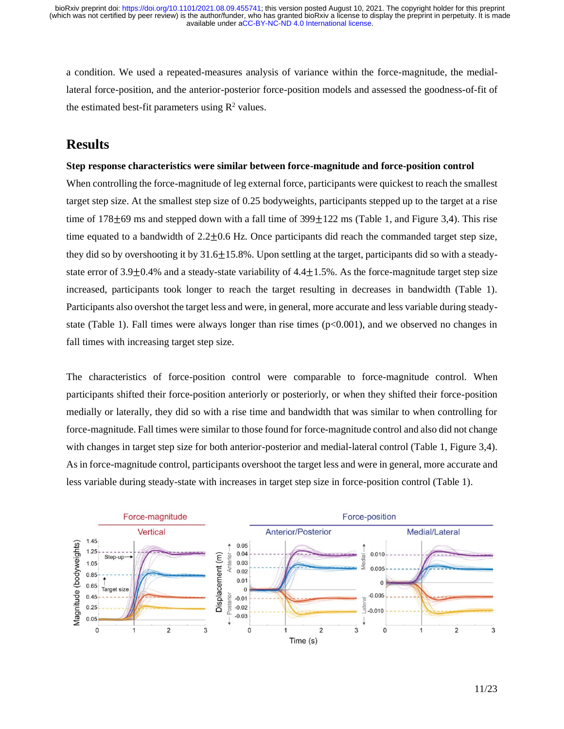a condition. We used a repeated-measures analysis of variance within the force-magnitude, the medial-lateral force-position, and the anterior-posterior force-position models and assessed the goodness-of-fit of the estimated best-fit parameters using $R^2$ values.

## Results

**Step response characteristics were similar between force-magnitude and force-position control**

When controlling the force-magnitude of leg external force, participants were quickest to reach the smallest target step size. At the smallest step size of 0.25 bodyweights, participants stepped up to the target at a rise time of 178±69 ms and stepped down with a fall time of 399±122 ms (Table 1, and Figure 3,4). This rise time equated to a bandwidth of 2.2±0.6 Hz. Once participants did reach the commanded target step size, they did so by overshooting it by 31.6±15.8%. Upon settling at the target, participants did so with a steady-state error of 3.9±0.4% and a steady-state variability of 4.4±1.5%. As the force-magnitude target step size increased, participants took longer to reach the target resulting in decreases in bandwidth (Table 1). Participants also overshot the target less and were, in general, more accurate and less variable during steady-state (Table 1). Fall times were always longer than rise times ($p<0.001$), and we observed no changes in fall times with increasing target step size.

The characteristics of force-position control were comparable to force-magnitude control. When participants shifted their force-position anteriorly or posteriorly, or when they shifted their force-position medially or laterally, they did so with a rise time and bandwidth that was similar to when controlling for force-magnitude. Fall times were similar to those found for force-magnitude control and also did not change with changes in target step size for both anterior-posterior and medial-lateral control (Table 1, Figure 3,4). As in force-magnitude control, participants overshoot the target less and were in general, more accurate and less variable during steady-state with increases in target step size in force-position control (Table 1).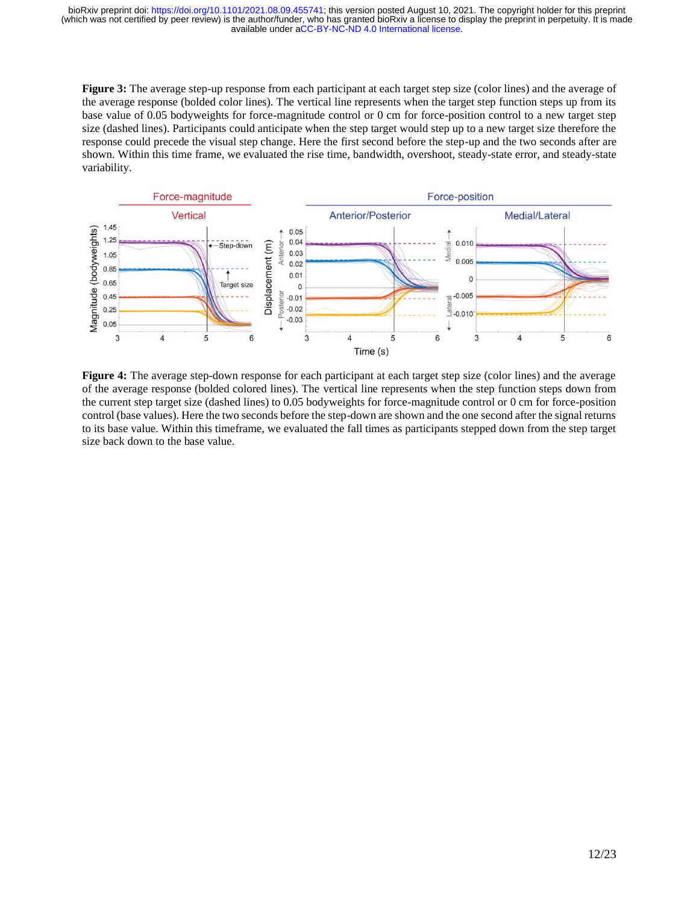**Figure 3:** The average step-up response from each participant at each target step size (color lines) and the average of the average response (bolded color lines). The vertical line represents when the target step function steps up from its base value of 0.05 bodyweights for force-magnitude control or 0 cm for force-position control to a new target step size (dashed lines). Participants could anticipate when the step target would step up to a new target size therefore the response could precede the visual step change. Here the first second before the step-up and the two seconds after are shown. Within this time frame, we evaluated the rise time, bandwidth, overshoot, steady-state error, and steady-state variability.

**Figure 4:** The average step-down response for each participant at each target step size (color lines) and the average of the average response (bolded colored lines). The vertical line represents when the step function steps down from the current step target size (dashed lines) to 0.05 bodyweights for force-magnitude control or 0 cm for force-position control (base values). Here the two seconds before the step-down are shown and the one second after the signal returns to its base value. Within this timeframe, we evaluated the fall times as participants stepped down from the step target size back down to the base value.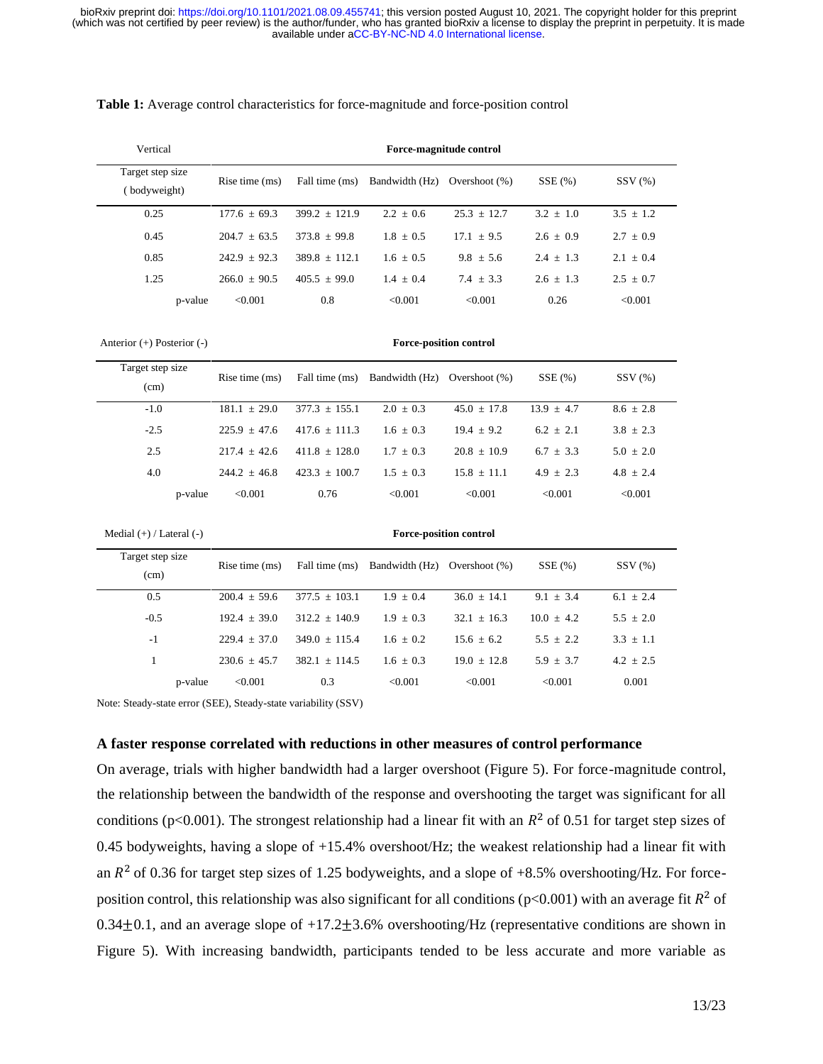**Table 1:** Average control characteristics for force-magnitude and force-position control

| Vertical | Force-magnitude control | | | | | |
|---|---|---|---|---|---|---|
| Target step size (bodyweight) | Rise time (ms) | Fall time (ms) | Bandwidth (Hz) | Overshoot (%) | SSE (%) | SSV (%) |
| 0.25 | 177.6 ± 69.3 | 399.2 ± 121.9 | 2.2 ± 0.6 | 25.3 ± 12.7 | 3.2 ± 1.0 | 3.5 ± 1.2 |
| 0.45 | 204.7 ± 63.5 | 373.8 ± 99.8 | 1.8 ± 0.5 | 17.1 ± 9.5 | 2.6 ± 0.9 | 2.7 ± 0.9 |
| 0.85 | 242.9 ± 92.3 | 389.8 ± 112.1 | 1.6 ± 0.5 | 9.8 ± 5.6 | 2.4 ± 1.3 | 2.1 ± 0.4 |
| 1.25 | 266.0 ± 90.5 | 405.5 ± 99.0 | 1.4 ± 0.4 | 7.4 ± 3.3 | 2.6 ± 1.3 | 2.5 ± 0.7 |
| p-value | <0.001 | 0.8 | <0.001 | <0.001 | 0.26 | <0.001 |

| Anterior (+) Posterior (-) | Force-position control | | | | | |
|---|---|---|---|---|---|---|
| Target step size (cm) | Rise time (ms) | Fall time (ms) | Bandwidth (Hz) | Overshoot (%) | SSE (%) | SSV (%) |
| -1.0 | 181.1 ± 29.0 | 377.3 ± 155.1 | 2.0 ± 0.3 | 45.0 ± 17.8 | 13.9 ± 4.7 | 8.6 ± 2.8 |
| -2.5 | 225.9 ± 47.6 | 417.6 ± 111.3 | 1.6 ± 0.3 | 19.4 ± 9.2 | 6.2 ± 2.1 | 3.8 ± 2.3 |
| 2.5 | 217.4 ± 42.6 | 411.8 ± 128.0 | 1.7 ± 0.3 | 20.8 ± 10.9 | 6.7 ± 3.3 | 5.0 ± 2.0 |
| 4.0 | 244.2 ± 46.8 | 423.3 ± 100.7 | 1.5 ± 0.3 | 15.8 ± 11.1 | 4.9 ± 2.3 | 4.8 ± 2.4 |
| p-value | <0.001 | 0.76 | <0.001 | <0.001 | <0.001 | <0.001 |

| Medial (+) / Lateral (-) | Force-position control | | | | | |
|---|---|---|---|---|---|---|
| Target step size (cm) | Rise time (ms) | Fall time (ms) | Bandwidth (Hz) | Overshoot (%) | SSE (%) | SSV (%) |
| 0.5 | 200.4 ± 59.6 | 377.5 ± 103.1 | 1.9 ± 0.4 | 36.0 ± 14.1 | 9.1 ± 3.4 | 6.1 ± 2.4 |
| -0.5 | 192.4 ± 39.0 | 312.2 ± 140.9 | 1.9 ± 0.3 | 32.1 ± 16.3 | 10.0 ± 4.2 | 5.5 ± 2.0 |
| -1 | 229.4 ± 37.0 | 349.0 ± 115.4 | 1.6 ± 0.2 | 15.6 ± 6.2 | 5.5 ± 2.2 | 3.3 ± 1.1 |
| 1 | 230.6 ± 45.7 | 382.1 ± 114.5 | 1.6 ± 0.3 | 19.0 ± 12.8 | 5.9 ± 3.7 | 4.2 ± 2.5 |
| p-value | <0.001 | 0.3 | <0.001 | <0.001 | <0.001 | 0.001 |

Note: Steady-state error (SEE), Steady-state variability (SSV)

### A faster response correlated with reductions in other measures of control performance

On average, trials with higher bandwidth had a larger overshoot (Figure 5). For force-magnitude control, the relationship between the bandwidth of the response and overshooting the target was significant for all conditions ($p<0.001$). The strongest relationship had a linear fit with an $R^2$ of 0.51 for target step sizes of 0.45 bodyweights, having a slope of +15.4% overshoot/Hz; the weakest relationship had a linear fit with an $R^2$ of 0.36 for target step sizes of 1.25 bodyweights, and a slope of +8.5% overshooting/Hz. For force-position control, this relationship was also significant for all conditions ($p<0.001$) with an average fit $R^2$ of $0.34 \pm 0.1$, and an average slope of $+17.2 \pm 3.6$% overshooting/Hz (representative conditions are shown in Figure 5). With increasing bandwidth, participants tended to be less accurate and more variable as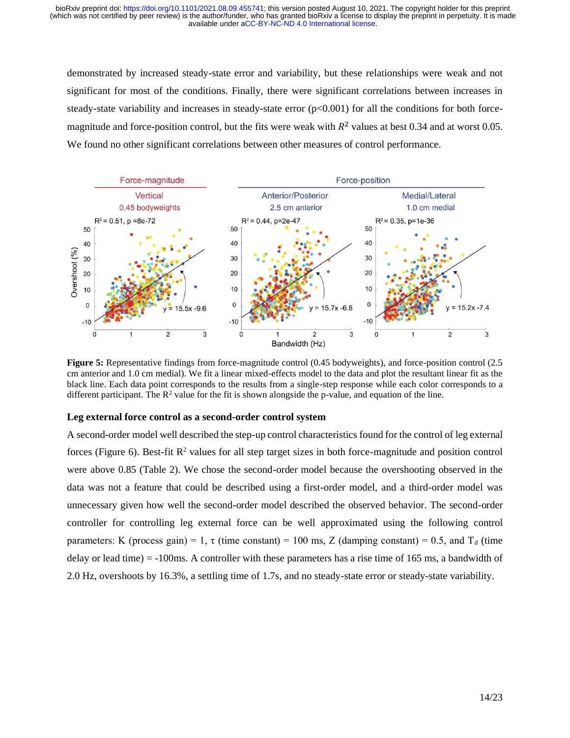demonstrated by increased steady-state error and variability, but these relationships were weak and not significant for most of the conditions. Finally, there were significant correlations between increases in steady-state variability and increases in steady-state error ($p<0.001$) for all the conditions for both force-magnitude and force-position control, but the fits were weak with $R^2$ values at best 0.34 and at worst 0.05. We found no other significant correlations between other measures of control performance.

**Figure 5:** Representative findings from force-magnitude control (0.45 bodyweights), and force-position control (2.5 cm anterior and 1.0 cm medial). We fit a linear mixed-effects model to the data and plot the resultant linear fit as the black line. Each data point corresponds to the results from a single-step response while each color corresponds to a different participant. The $R^2$ value for the fit is shown alongside the p-value, and equation of the line.

### Leg external force control as a second-order control system

A second-order model well described the step-up control characteristics found for the control of leg external forces (Figure 6). Best-fit $R^2$ values for all step target sizes in both force-magnitude and position control were above 0.85 (Table 2). We chose the second-order model because the overshooting observed in the data was not a feature that could be described using a first-order model, and a third-order model was unnecessary given how well the second-order model described the observed behavior. The second-order controller for controlling leg external force can be well approximated using the following control parameters: K (process gain) = 1, $\tau$ (time constant) = 100 ms, Z (damping constant) = 0.5, and $T_d$ (time delay or lead time) = -100ms. A controller with these parameters has a rise time of 165 ms, a bandwidth of 2.0 Hz, overshoots by 16.3%, a settling time of 1.7s, and no steady-state error or steady-state variability.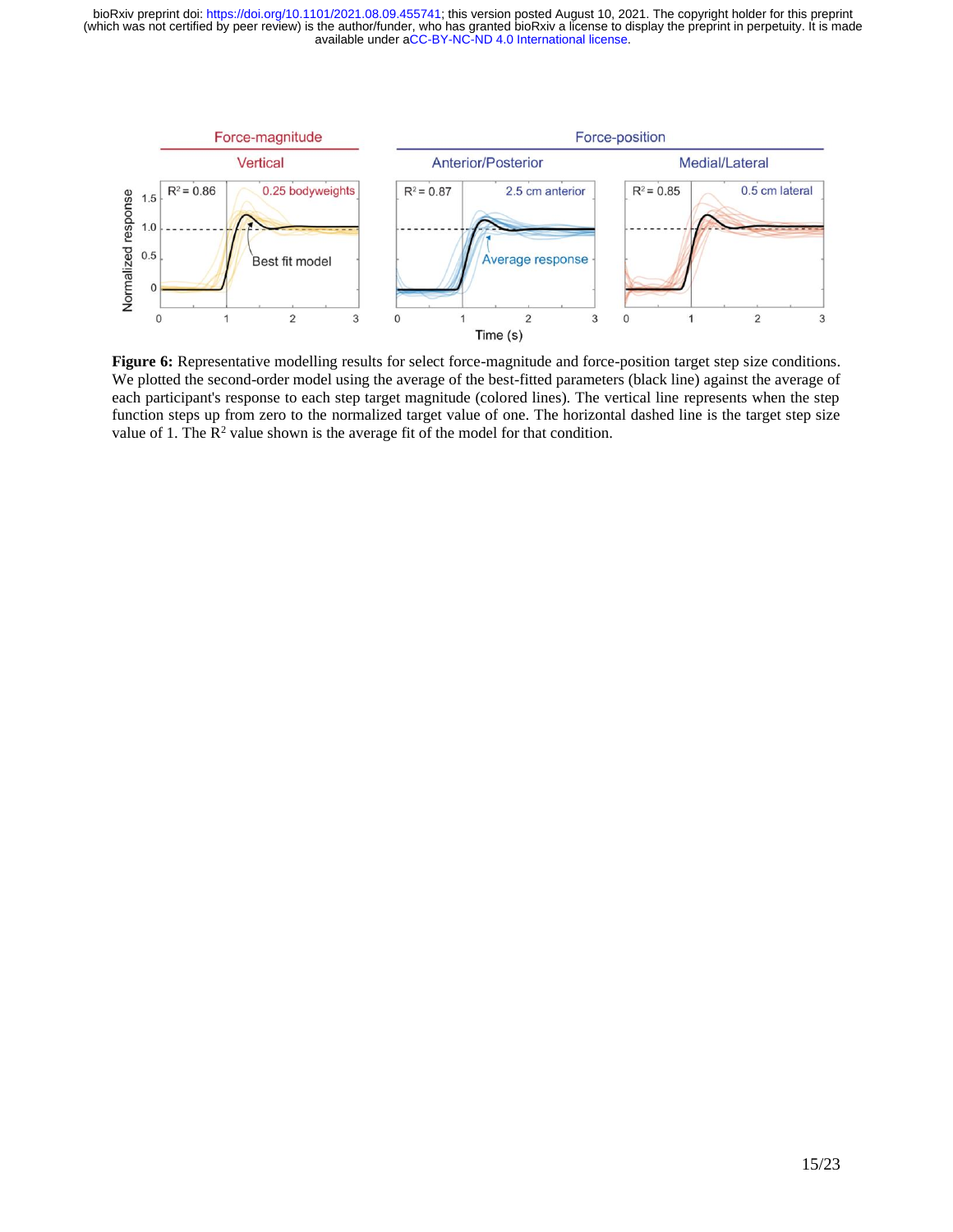**Figure 6:** Representative modelling results for select force-magnitude and force-position target step size conditions. We plotted the second-order model using the average of the best-fitted parameters (black line) against the average of each participant's response to each step target magnitude (colored lines). The vertical line represents when the step function steps up from zero to the normalized target value of one. The horizontal dashed line is the target step size value of 1. The $R^2$ value shown is the average fit of the model for that condition.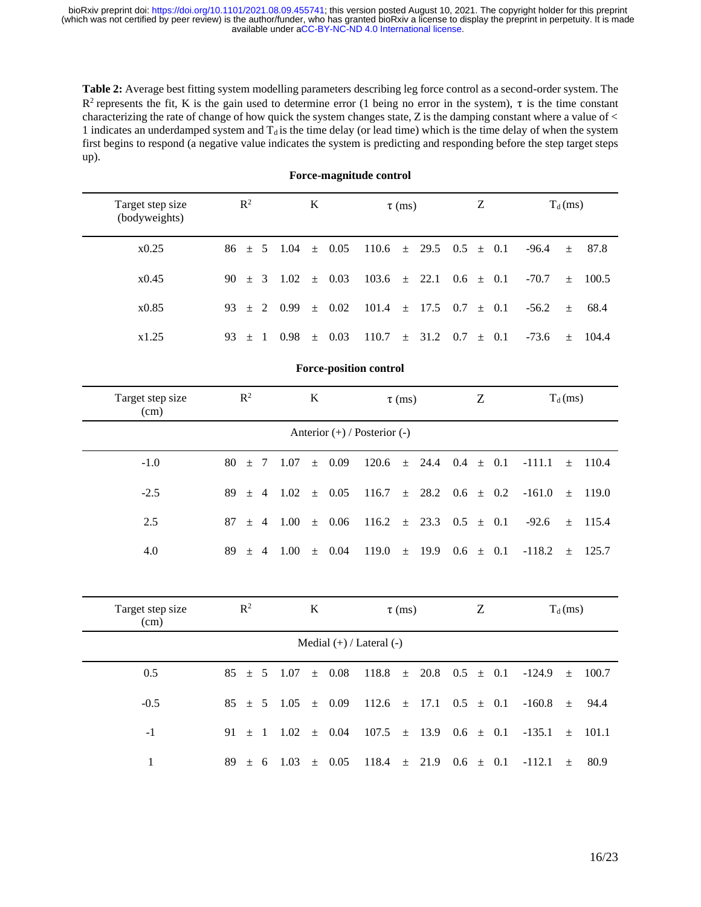**Table 2:** Average best fitting system modelling parameters describing leg force control as a second-order system. The $R^2$ represents the fit, K is the gain used to determine error (1 being no error in the system), $\tau$ is the time constant characterizing the rate of change of how quick the system changes state, Z is the damping constant where a value of < 1 indicates an underdamped system and $T_d$ is the time delay (or lead time) which is the time delay of when the system first begins to respond (a negative value indicates the system is predicting and responding before the step target steps up).

**Force-magnitude control**

| Target step size (bodyweights) | $R^2$ | K | $\tau$ (ms) | Z | $T_d$ (ms) |
|---|---|---|---|---|---|
| x0.25 | 86 ± 5 | 1.04 ± 0.05 | 110.6 ± 29.5 | 0.5 ± 0.1 | -96.4 ± 87.8 |
| x0.45 | 90 ± 3 | 1.02 ± 0.03 | 103.6 ± 22.1 | 0.6 ± 0.1 | -70.7 ± 100.5 |
| x0.85 | 93 ± 2 | 0.99 ± 0.02 | 101.4 ± 17.5 | 0.7 ± 0.1 | -56.2 ± 68.4 |
| x1.25 | 93 ± 1 | 0.98 ± 0.03 | 110.7 ± 31.2 | 0.7 ± 0.1 | -73.6 ± 104.4 |

**Force-position control**

| Target step size (cm) | $R^2$ | K | $\tau$ (ms) | Z | $T_d$ (ms) |
|---|---|---|---|---|---|
| Anterior (+) / Posterior (-) | | | | | |
| -1.0 | 80 ± 7 | 1.07 ± 0.09 | 120.6 ± 24.4 | 0.4 ± 0.1 | -111.1 ± 110.4 |
| -2.5 | 89 ± 4 | 1.02 ± 0.05 | 116.7 ± 28.2 | 0.6 ± 0.2 | -161.0 ± 119.0 |
| 2.5 | 87 ± 4 | 1.00 ± 0.06 | 116.2 ± 23.3 | 0.5 ± 0.1 | -92.6 ± 115.4 |
| 4.0 | 89 ± 4 | 1.00 ± 0.04 | 119.0 ± 19.9 | 0.6 ± 0.1 | -118.2 ± 125.7 |

| Target step size (cm) | $R^2$ | K | $\tau$ (ms) | Z | $T_d$ (ms) |
|---|---|---|---|---|---|
| Medial (+) / Lateral (-) | | | | | |
| 0.5 | 85 ± 5 | 1.07 ± 0.08 | 118.8 ± 20.8 | 0.5 ± 0.1 | -124.9 ± 100.7 |
| -0.5 | 85 ± 5 | 1.05 ± 0.09 | 112.6 ± 17.1 | 0.5 ± 0.1 | -160.8 ± 94.4 |
| -1 | 91 ± 1 | 1.02 ± 0.04 | 107.5 ± 13.9 | 0.6 ± 0.1 | -135.1 ± 101.1 |
| 1 | 89 ± 6 | 1.03 ± 0.05 | 118.4 ± 21.9 | 0.6 ± 0.1 | -112.1 ± 80.9 |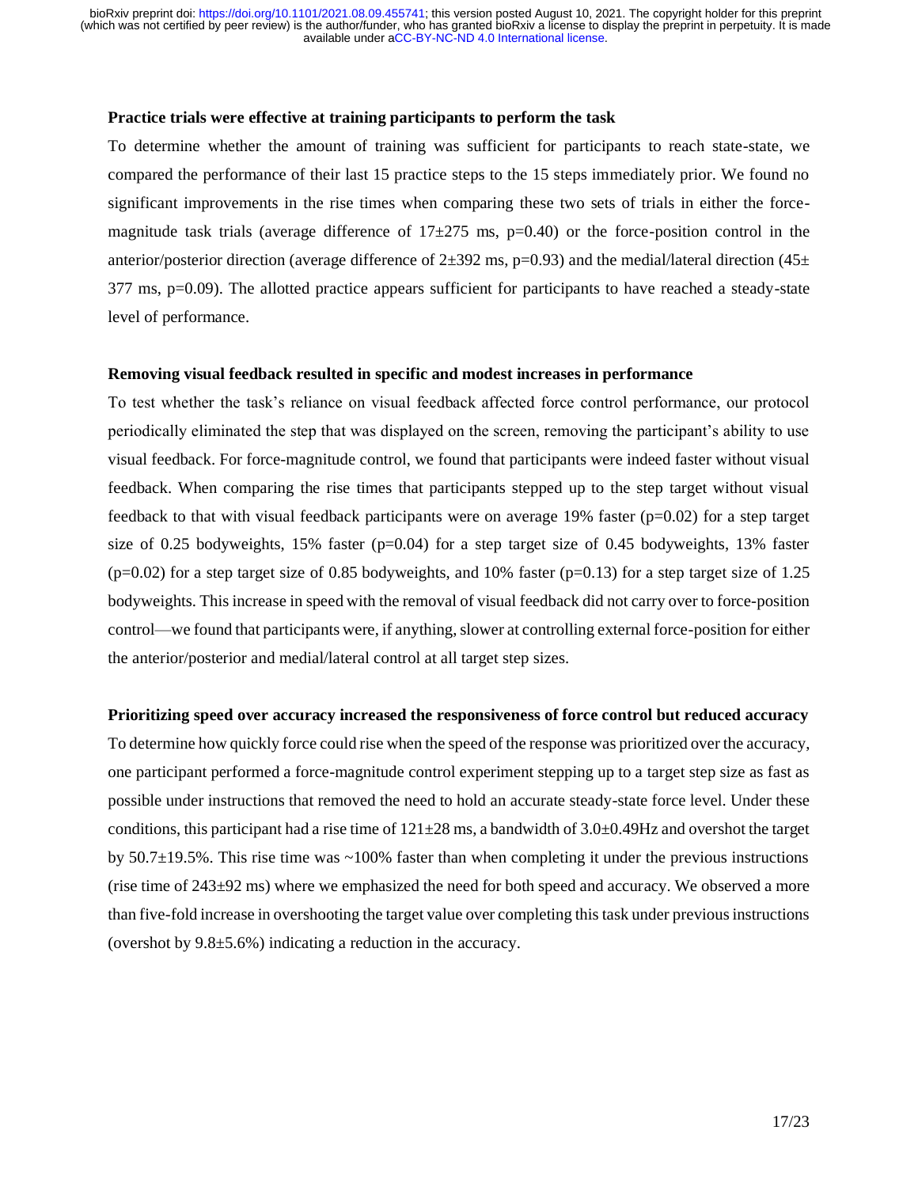**Practice trials were effective at training participants to perform the task**

To determine whether the amount of training was sufficient for participants to reach state-state, we compared the performance of their last 15 practice steps to the 15 steps immediately prior. We found no significant improvements in the rise times when comparing these two sets of trials in either the force-magnitude task trials (average difference of 17±275 ms, $p=0.40$) or the force-position control in the anterior/posterior direction (average difference of 2±392 ms, $p=0.93$) and the medial/lateral direction (45± 377 ms, $p=0.09$). The allotted practice appears sufficient for participants to have reached a steady-state level of performance.

**Removing visual feedback resulted in specific and modest increases in performance**

To test whether the task's reliance on visual feedback affected force control performance, our protocol periodically eliminated the step that was displayed on the screen, removing the participant's ability to use visual feedback. For force-magnitude control, we found that participants were indeed faster without visual feedback. When comparing the rise times that participants stepped up to the step target without visual feedback to that with visual feedback participants were on average 19% faster ($p=0.02$) for a step target size of 0.25 bodyweights, 15% faster ($p=0.04$) for a step target size of 0.45 bodyweights, 13% faster ($p=0.02$) for a step target size of 0.85 bodyweights, and 10% faster ($p=0.13$) for a step target size of 1.25 bodyweights. This increase in speed with the removal of visual feedback did not carry over to force-position control—we found that participants were, if anything, slower at controlling external force-position for either the anterior/posterior and medial/lateral control at all target step sizes.

**Prioritizing speed over accuracy increased the responsiveness of force control but reduced accuracy**

To determine how quickly force could rise when the speed of the response was prioritized over the accuracy, one participant performed a force-magnitude control experiment stepping up to a target step size as fast as possible under instructions that removed the need to hold an accurate steady-state force level. Under these conditions, this participant had a rise time of 121±28 ms, a bandwidth of 3.0±0.49Hz and overshot the target by 50.7±19.5%. This rise time was ~100% faster than when completing it under the previous instructions (rise time of 243±92 ms) where we emphasized the need for both speed and accuracy. We observed a more than five-fold increase in overshooting the target value over completing this task under previous instructions (overshot by 9.8±5.6%) indicating a reduction in the accuracy.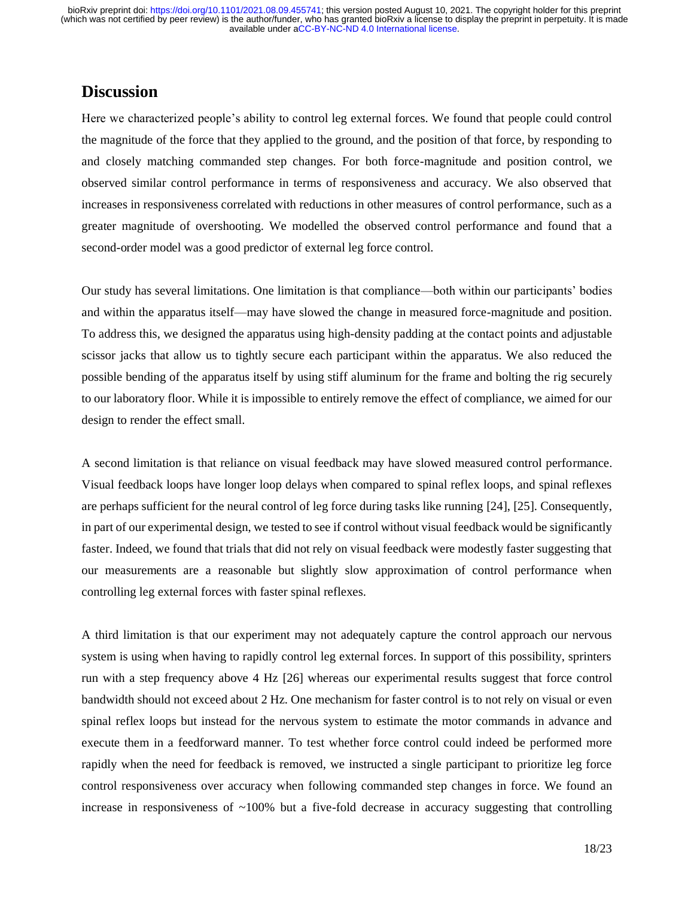## Discussion

Here we characterized people's ability to control leg external forces. We found that people could control the magnitude of the force that they applied to the ground, and the position of that force, by responding to and closely matching commanded step changes. For both force-magnitude and position control, we observed similar control performance in terms of responsiveness and accuracy. We also observed that increases in responsiveness correlated with reductions in other measures of control performance, such as a greater magnitude of overshooting. We modelled the observed control performance and found that a second-order model was a good predictor of external leg force control.

Our study has several limitations. One limitation is that compliance—both within our participants' bodies and within the apparatus itself—may have slowed the change in measured force-magnitude and position. To address this, we designed the apparatus using high-density padding at the contact points and adjustable scissor jacks that allow us to tightly secure each participant within the apparatus. We also reduced the possible bending of the apparatus itself by using stiff aluminum for the frame and bolting the rig securely to our laboratory floor. While it is impossible to entirely remove the effect of compliance, we aimed for our design to render the effect small.

A second limitation is that reliance on visual feedback may have slowed measured control performance. Visual feedback loops have longer loop delays when compared to spinal reflex loops, and spinal reflexes are perhaps sufficient for the neural control of leg force during tasks like running [24], [25]. Consequently, in part of our experimental design, we tested to see if control without visual feedback would be significantly faster. Indeed, we found that trials that did not rely on visual feedback were modestly faster suggesting that our measurements are a reasonable but slightly slow approximation of control performance when controlling leg external forces with faster spinal reflexes.

A third limitation is that our experiment may not adequately capture the control approach our nervous system is using when having to rapidly control leg external forces. In support of this possibility, sprinters run with a step frequency above 4 Hz [26] whereas our experimental results suggest that force control bandwidth should not exceed about 2 Hz. One mechanism for faster control is to not rely on visual or even spinal reflex loops but instead for the nervous system to estimate the motor commands in advance and execute them in a feedforward manner. To test whether force control could indeed be performed more rapidly when the need for feedback is removed, we instructed a single participant to prioritize leg force control responsiveness over accuracy when following commanded step changes in force. We found an increase in responsiveness of ~100% but a five-fold decrease in accuracy suggesting that controlling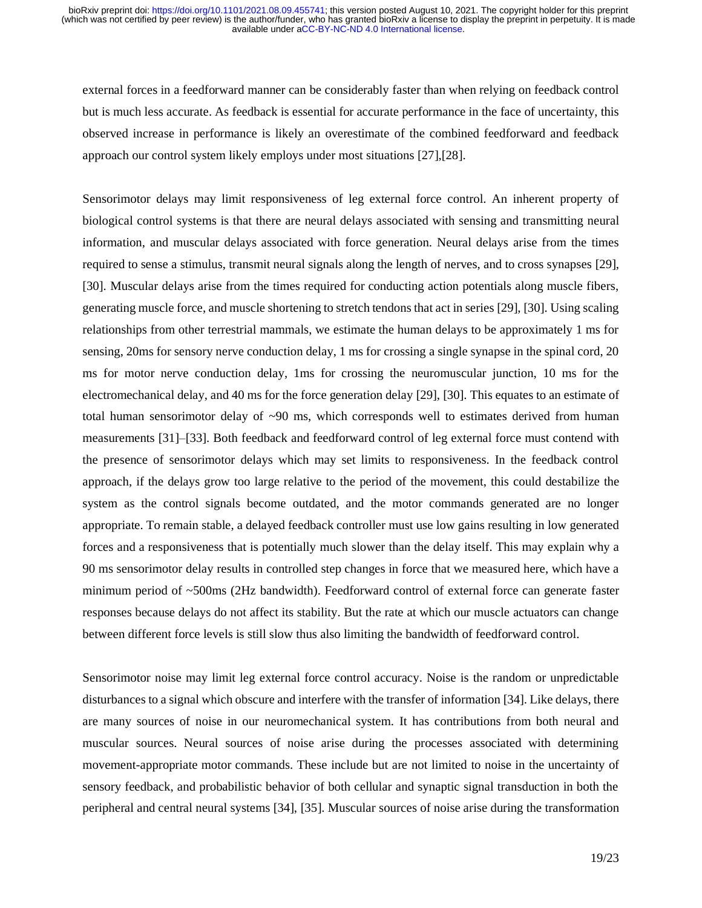external forces in a feedforward manner can be considerably faster than when relying on feedback control but is much less accurate. As feedback is essential for accurate performance in the face of uncertainty, this observed increase in performance is likely an overestimate of the combined feedforward and feedback approach our control system likely employs under most situations [27],[28].

Sensorimotor delays may limit responsiveness of leg external force control. An inherent property of biological control systems is that there are neural delays associated with sensing and transmitting neural information, and muscular delays associated with force generation. Neural delays arise from the times required to sense a stimulus, transmit neural signals along the length of nerves, and to cross synapses [29], [30]. Muscular delays arise from the times required for conducting action potentials along muscle fibers, generating muscle force, and muscle shortening to stretch tendons that act in series [29], [30]. Using scaling relationships from other terrestrial mammals, we estimate the human delays to be approximately 1 ms for sensing, 20ms for sensory nerve conduction delay, 1 ms for crossing a single synapse in the spinal cord, 20 ms for motor nerve conduction delay, 1ms for crossing the neuromuscular junction, 10 ms for the electromechanical delay, and 40 ms for the force generation delay [29], [30]. This equates to an estimate of total human sensorimotor delay of ~90 ms, which corresponds well to estimates derived from human measurements [31]–[33]. Both feedback and feedforward control of leg external force must contend with the presence of sensorimotor delays which may set limits to responsiveness. In the feedback control approach, if the delays grow too large relative to the period of the movement, this could destabilize the system as the control signals become outdated, and the motor commands generated are no longer appropriate. To remain stable, a delayed feedback controller must use low gains resulting in low generated forces and a responsiveness that is potentially much slower than the delay itself. This may explain why a 90 ms sensorimotor delay results in controlled step changes in force that we measured here, which have a minimum period of ~500ms (2Hz bandwidth). Feedforward control of external force can generate faster responses because delays do not affect its stability. But the rate at which our muscle actuators can change between different force levels is still slow thus also limiting the bandwidth of feedforward control.

Sensorimotor noise may limit leg external force control accuracy. Noise is the random or unpredictable disturbances to a signal which obscure and interfere with the transfer of information [34]. Like delays, there are many sources of noise in our neuromechanical system. It has contributions from both neural and muscular sources. Neural sources of noise arise during the processes associated with determining movement-appropriate motor commands. These include but are not limited to noise in the uncertainty of sensory feedback, and probabilistic behavior of both cellular and synaptic signal transduction in both the peripheral and central neural systems [34], [35]. Muscular sources of noise arise during the transformation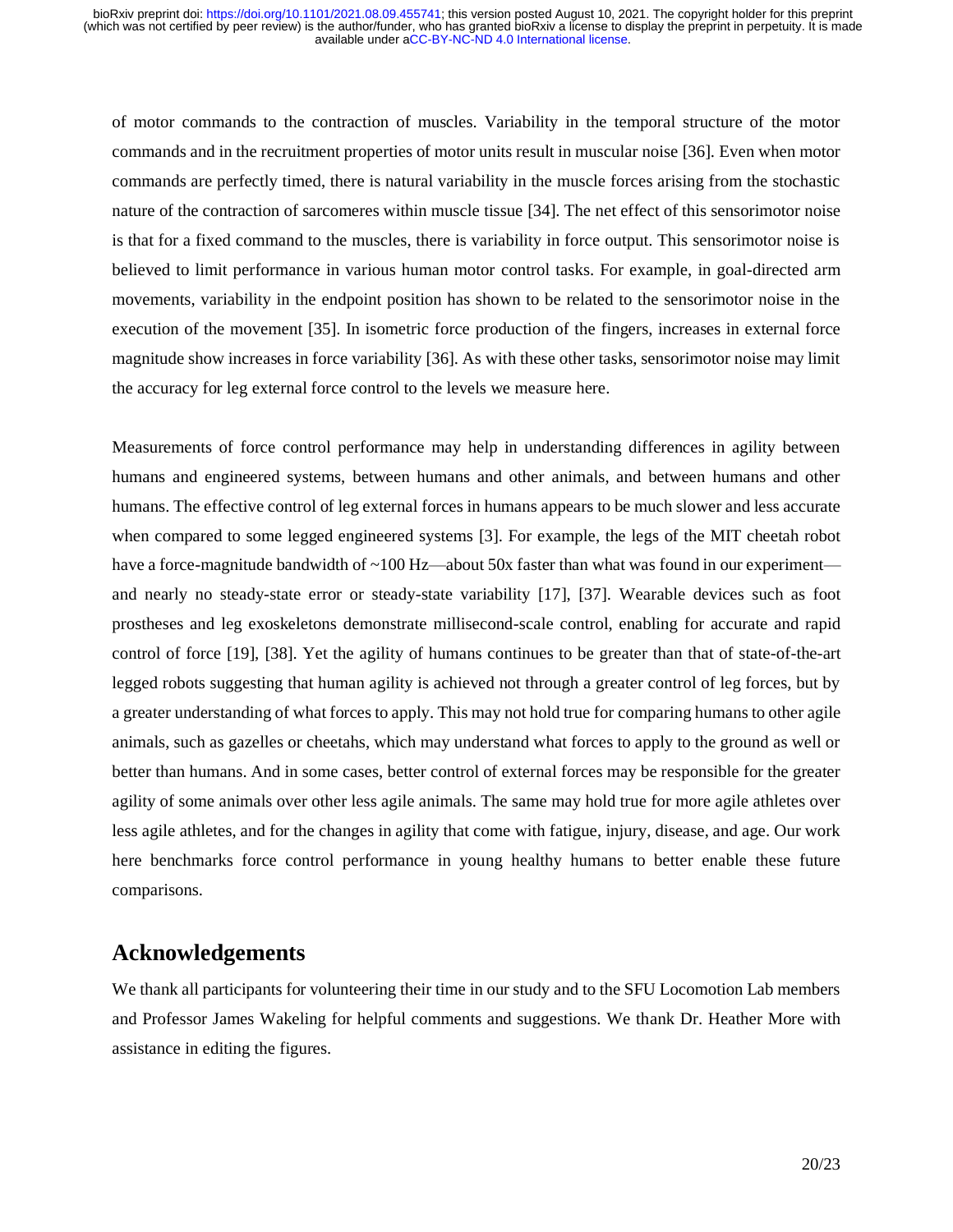of motor commands to the contraction of muscles. Variability in the temporal structure of the motor commands and in the recruitment properties of motor units result in muscular noise [36]. Even when motor commands are perfectly timed, there is natural variability in the muscle forces arising from the stochastic nature of the contraction of sarcomeres within muscle tissue [34]. The net effect of this sensorimotor noise is that for a fixed command to the muscles, there is variability in force output. This sensorimotor noise is believed to limit performance in various human motor control tasks. For example, in goal-directed arm movements, variability in the endpoint position has shown to be related to the sensorimotor noise in the execution of the movement [35]. In isometric force production of the fingers, increases in external force magnitude show increases in force variability [36]. As with these other tasks, sensorimotor noise may limit the accuracy for leg external force control to the levels we measure here.

Measurements of force control performance may help in understanding differences in agility between humans and engineered systems, between humans and other animals, and between humans and other humans. The effective control of leg external forces in humans appears to be much slower and less accurate when compared to some legged engineered systems [3]. For example, the legs of the MIT cheetah robot have a force-magnitude bandwidth of ~100 Hz—about 50x faster than what was found in our experiment—and nearly no steady-state error or steady-state variability [17], [37]. Wearable devices such as foot prostheses and leg exoskeletons demonstrate millisecond-scale control, enabling for accurate and rapid control of force [19], [38]. Yet the agility of humans continues to be greater than that of state-of-the-art legged robots suggesting that human agility is achieved not through a greater control of leg forces, but by a greater understanding of what forces to apply. This may not hold true for comparing humans to other agile animals, such as gazelles or cheetahs, which may understand what forces to apply to the ground as well or better than humans. And in some cases, better control of external forces may be responsible for the greater agility of some animals over other less agile animals. The same may hold true for more agile athletes over less agile athletes, and for the changes in agility that come with fatigue, injury, disease, and age. Our work here benchmarks force control performance in young healthy humans to better enable these future comparisons.

## Acknowledgements

We thank all participants for volunteering their time in our study and to the SFU Locomotion Lab members and Professor James Wakeling for helpful comments and suggestions. We thank Dr. Heather More with assistance in editing the figures.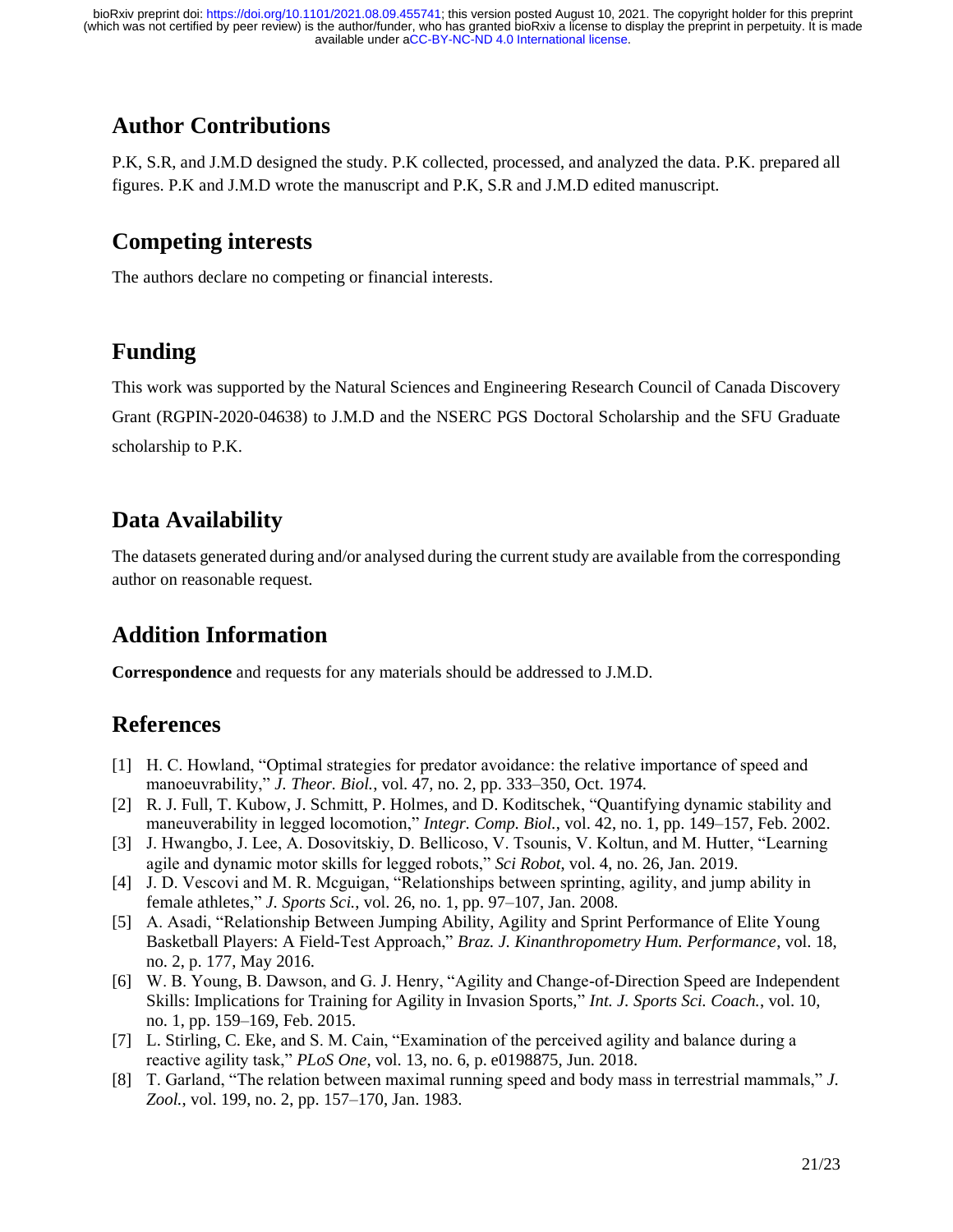## Author Contributions

P.K, S.R, and J.M.D designed the study. P.K collected, processed, and analyzed the data. P.K. prepared all figures. P.K and J.M.D wrote the manuscript and P.K, S.R and J.M.D edited manuscript.

## Competing interests

The authors declare no competing or financial interests.

## Funding

This work was supported by the Natural Sciences and Engineering Research Council of Canada Discovery Grant (RGPIN-2020-04638) to J.M.D and the NSERC PGS Doctoral Scholarship and the SFU Graduate scholarship to P.K.

## Data Availability

The datasets generated during and/or analysed during the current study are available from the corresponding author on reasonable request.

## Addition Information

**Correspondence** and requests for any materials should be addressed to J.M.D.

## References

[1] H. C. Howland, "Optimal strategies for predator avoidance: the relative importance of speed and manoeuvrability," *J. Theor. Biol.*, vol. 47, no. 2, pp. 333–350, Oct. 1974.

[2] R. J. Full, T. Kubow, J. Schmitt, P. Holmes, and D. Koditschek, "Quantifying dynamic stability and maneuverability in legged locomotion," *Integr. Comp. Biol.*, vol. 42, no. 1, pp. 149–157, Feb. 2002.

[3] J. Hwangbo, J. Lee, A. Dosovitskiy, D. Bellicoso, V. Tsounis, V. Koltun, and M. Hutter, "Learning agile and dynamic motor skills for legged robots," *Sci Robot*, vol. 4, no. 26, Jan. 2019.

[4] J. D. Vescovi and M. R. Mcguigan, "Relationships between sprinting, agility, and jump ability in female athletes," *J. Sports Sci.*, vol. 26, no. 1, pp. 97–107, Jan. 2008.

[5] A. Asadi, "Relationship Between Jumping Ability, Agility and Sprint Performance of Elite Young Basketball Players: A Field-Test Approach," *Braz. J. Kinanthropometry Hum. Performance*, vol. 18, no. 2, p. 177, May 2016.

[6] W. B. Young, B. Dawson, and G. J. Henry, "Agility and Change-of-Direction Speed are Independent Skills: Implications for Training for Agility in Invasion Sports," *Int. J. Sports Sci. Coach.*, vol. 10, no. 1, pp. 159–169, Feb. 2015.

[7] L. Stirling, C. Eke, and S. M. Cain, "Examination of the perceived agility and balance during a reactive agility task," *PLoS One*, vol. 13, no. 6, p. e0198875, Jun. 2018.

[8] T. Garland, "The relation between maximal running speed and body mass in terrestrial mammals," *J. Zool.*, vol. 199, no. 2, pp. 157–170, Jan. 1983.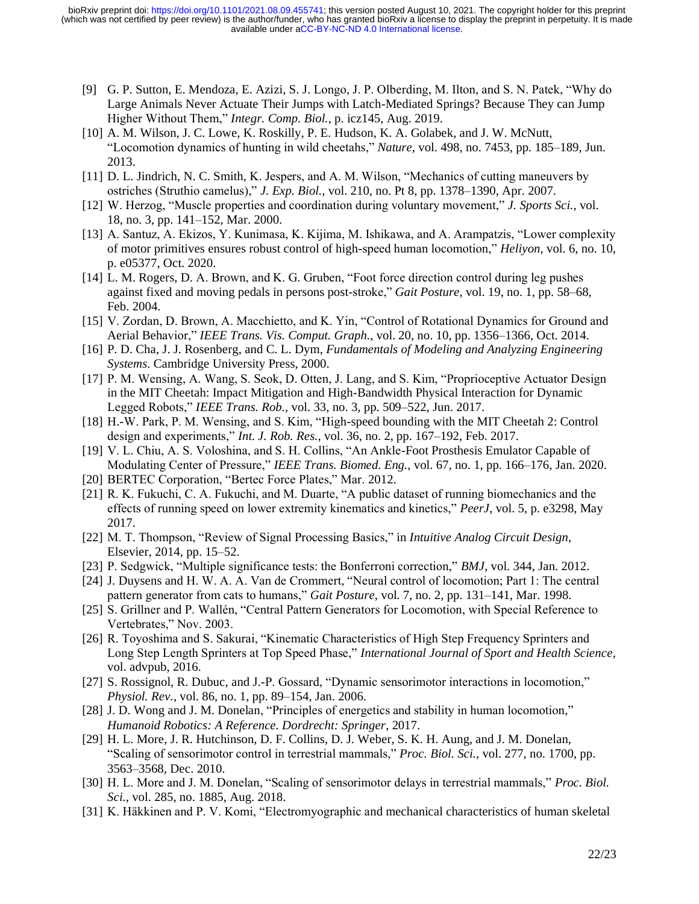- [9] G. P. Sutton, E. Mendoza, E. Azizi, S. J. Longo, J. P. Olberding, M. Ilton, and S. N. Patek, "Why do Large Animals Never Actuate Their Jumps with Latch-Mediated Springs? Because They can Jump Higher Without Them," *Integr. Comp. Biol.*, p. icz145, Aug. 2019.
- [10] A. M. Wilson, J. C. Lowe, K. Roskilly, P. E. Hudson, K. A. Golabek, and J. W. McNutt, "Locomotion dynamics of hunting in wild cheetahs," *Nature*, vol. 498, no. 7453, pp. 185–189, Jun. 2013.
- [11] D. L. Jindrich, N. C. Smith, K. Jespers, and A. M. Wilson, "Mechanics of cutting maneuvers by ostriches (Struthio camelus)," *J. Exp. Biol.*, vol. 210, no. Pt 8, pp. 1378–1390, Apr. 2007.
- [12] W. Herzog, "Muscle properties and coordination during voluntary movement," *J. Sports Sci.*, vol. 18, no. 3, pp. 141–152, Mar. 2000.
- [13] A. Santuz, A. Ekizos, Y. Kunimasa, K. Kijima, M. Ishikawa, and A. Arampatzis, "Lower complexity of motor primitives ensures robust control of high-speed human locomotion," *Heliyon*, vol. 6, no. 10, p. e05377, Oct. 2020.
- [14] L. M. Rogers, D. A. Brown, and K. G. Gruben, "Foot force direction control during leg pushes against fixed and moving pedals in persons post-stroke," *Gait Posture*, vol. 19, no. 1, pp. 58–68, Feb. 2004.
- [15] V. Zordan, D. Brown, A. Macchietto, and K. Yin, "Control of Rotational Dynamics for Ground and Aerial Behavior," *IEEE Trans. Vis. Comput. Graph.*, vol. 20, no. 10, pp. 1356–1366, Oct. 2014.
- [16] P. D. Cha, J. J. Rosenberg, and C. L. Dym, *Fundamentals of Modeling and Analyzing Engineering Systems*. Cambridge University Press, 2000.
- [17] P. M. Wensing, A. Wang, S. Seok, D. Otten, J. Lang, and S. Kim, "Proprioceptive Actuator Design in the MIT Cheetah: Impact Mitigation and High-Bandwidth Physical Interaction for Dynamic Legged Robots," *IEEE Trans. Rob.*, vol. 33, no. 3, pp. 509–522, Jun. 2017.
- [18] H.-W. Park, P. M. Wensing, and S. Kim, "High-speed bounding with the MIT Cheetah 2: Control design and experiments," *Int. J. Rob. Res.*, vol. 36, no. 2, pp. 167–192, Feb. 2017.
- [19] V. L. Chiu, A. S. Voloshina, and S. H. Collins, "An Ankle-Foot Prosthesis Emulator Capable of Modulating Center of Pressure," *IEEE Trans. Biomed. Eng.*, vol. 67, no. 1, pp. 166–176, Jan. 2020.
- [20] BERTEC Corporation, "Bertec Force Plates," Mar. 2012.
- [21] R. K. Fukuchi, C. A. Fukuchi, and M. Duarte, "A public dataset of running biomechanics and the effects of running speed on lower extremity kinematics and kinetics," *PeerJ*, vol. 5, p. e3298, May 2017.
- [22] M. T. Thompson, "Review of Signal Processing Basics," in *Intuitive Analog Circuit Design*, Elsevier, 2014, pp. 15–52.
- [23] P. Sedgwick, "Multiple significance tests: the Bonferroni correction," *BMJ*, vol. 344, Jan. 2012.
- [24] J. Duysens and H. W. A. A. Van de Crommert, "Neural control of locomotion; Part 1: The central pattern generator from cats to humans," *Gait Posture*, vol. 7, no. 2, pp. 131–141, Mar. 1998.
- [25] S. Grillner and P. Wallén, "Central Pattern Generators for Locomotion, with Special Reference to Vertebrates," Nov. 2003.
- [26] R. Toyoshima and S. Sakurai, "Kinematic Characteristics of High Step Frequency Sprinters and Long Step Length Sprinters at Top Speed Phase," *International Journal of Sport and Health Science*, vol. advpub, 2016.
- [27] S. Rossignol, R. Dubuc, and J.-P. Gossard, "Dynamic sensorimotor interactions in locomotion," *Physiol. Rev.*, vol. 86, no. 1, pp. 89–154, Jan. 2006.
- [28] J. D. Wong and J. M. Donelan, "Principles of energetics and stability in human locomotion," *Humanoid Robotics: A Reference. Dordrecht: Springer*, 2017.
- [29] H. L. More, J. R. Hutchinson, D. F. Collins, D. J. Weber, S. K. H. Aung, and J. M. Donelan, "Scaling of sensorimotor control in terrestrial mammals," *Proc. Biol. Sci.*, vol. 277, no. 1700, pp. 3563–3568, Dec. 2010.
- [30] H. L. More and J. M. Donelan, "Scaling of sensorimotor delays in terrestrial mammals," *Proc. Biol. Sci.*, vol. 285, no. 1885, Aug. 2018.
- [31] K. Häkkinen and P. V. Komi, "Electromyographic and mechanical characteristics of human skeletal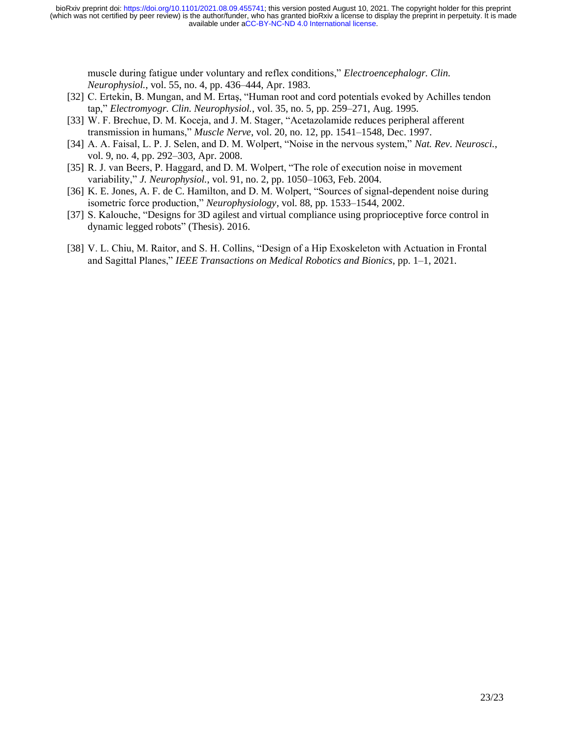muscle during fatigue under voluntary and reflex conditions," *Electroencephalogr. Clin. Neurophysiol.*, vol. 55, no. 4, pp. 436–444, Apr. 1983.

[32] C. Ertekin, B. Mungan, and M. Ertaş, "Human root and cord potentials evoked by Achilles tendon tap," *Electromyogr. Clin. Neurophysiol.*, vol. 35, no. 5, pp. 259–271, Aug. 1995.

[33] W. F. Brechue, D. M. Koceja, and J. M. Stager, "Acetazolamide reduces peripheral afferent transmission in humans," *Muscle Nerve*, vol. 20, no. 12, pp. 1541–1548, Dec. 1997.

[34] A. A. Faisal, L. P. J. Selen, and D. M. Wolpert, "Noise in the nervous system," *Nat. Rev. Neurosci.*, vol. 9, no. 4, pp. 292–303, Apr. 2008.

[35] R. J. van Beers, P. Haggard, and D. M. Wolpert, "The role of execution noise in movement variability," *J. Neurophysiol.*, vol. 91, no. 2, pp. 1050–1063, Feb. 2004.

[36] K. E. Jones, A. F. de C. Hamilton, and D. M. Wolpert, "Sources of signal-dependent noise during isometric force production," *Neurophysiology*, vol. 88, pp. 1533–1544, 2002.

[37] S. Kalouche, "Designs for 3D agilest and virtual compliance using proprioceptive force control in dynamic legged robots" (Thesis). 2016.

[38] V. L. Chiu, M. Raitor, and S. H. Collins, "Design of a Hip Exoskeleton with Actuation in Frontal and Sagittal Planes," *IEEE Transactions on Medical Robotics and Bionics*, pp. 1–1, 2021.